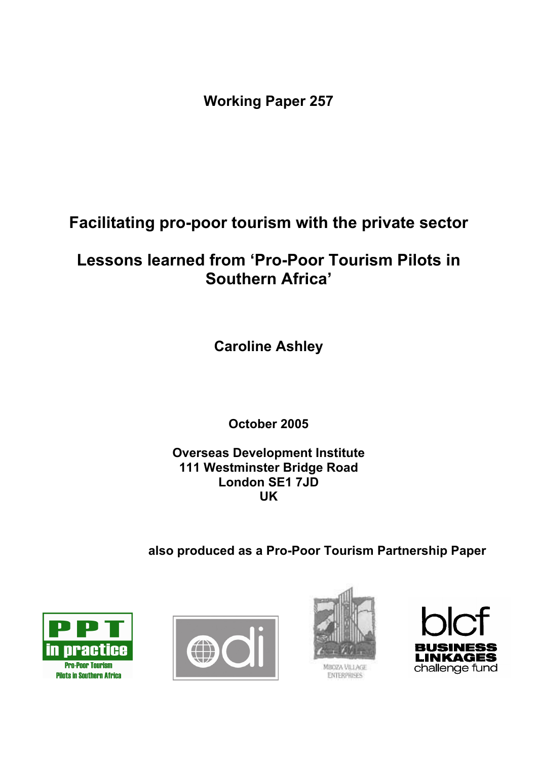**Working Paper 257**

# Facilitating pro-poor tourism with the private sector

## Lessons learned from 'Pro-Poor Tourism Pilots in Southern Africa'

**Caroline Ashley**

**October 2005**

**Overseas Development Institute**
**111 Westminster Bridge Road**
**London SE1 7JD**
**UK**

**also produced as a Pro-Poor Tourism Partnership Paper**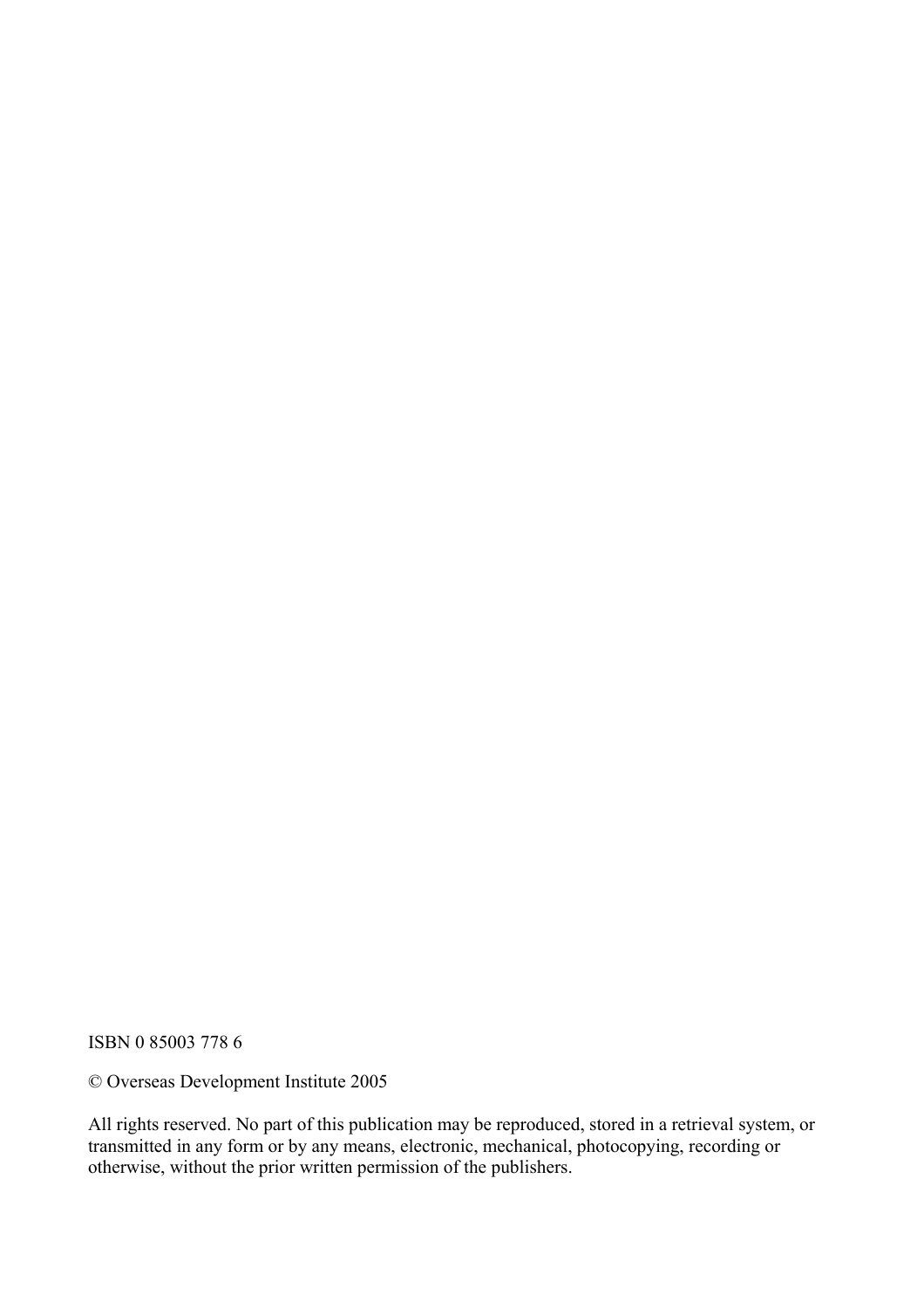ISBN 0 85003 778 6

© Overseas Development Institute 2005

All rights reserved. No part of this publication may be reproduced, stored in a retrieval system, or transmitted in any form or by any means, electronic, mechanical, photocopying, recording or otherwise, without the prior written permission of the publishers.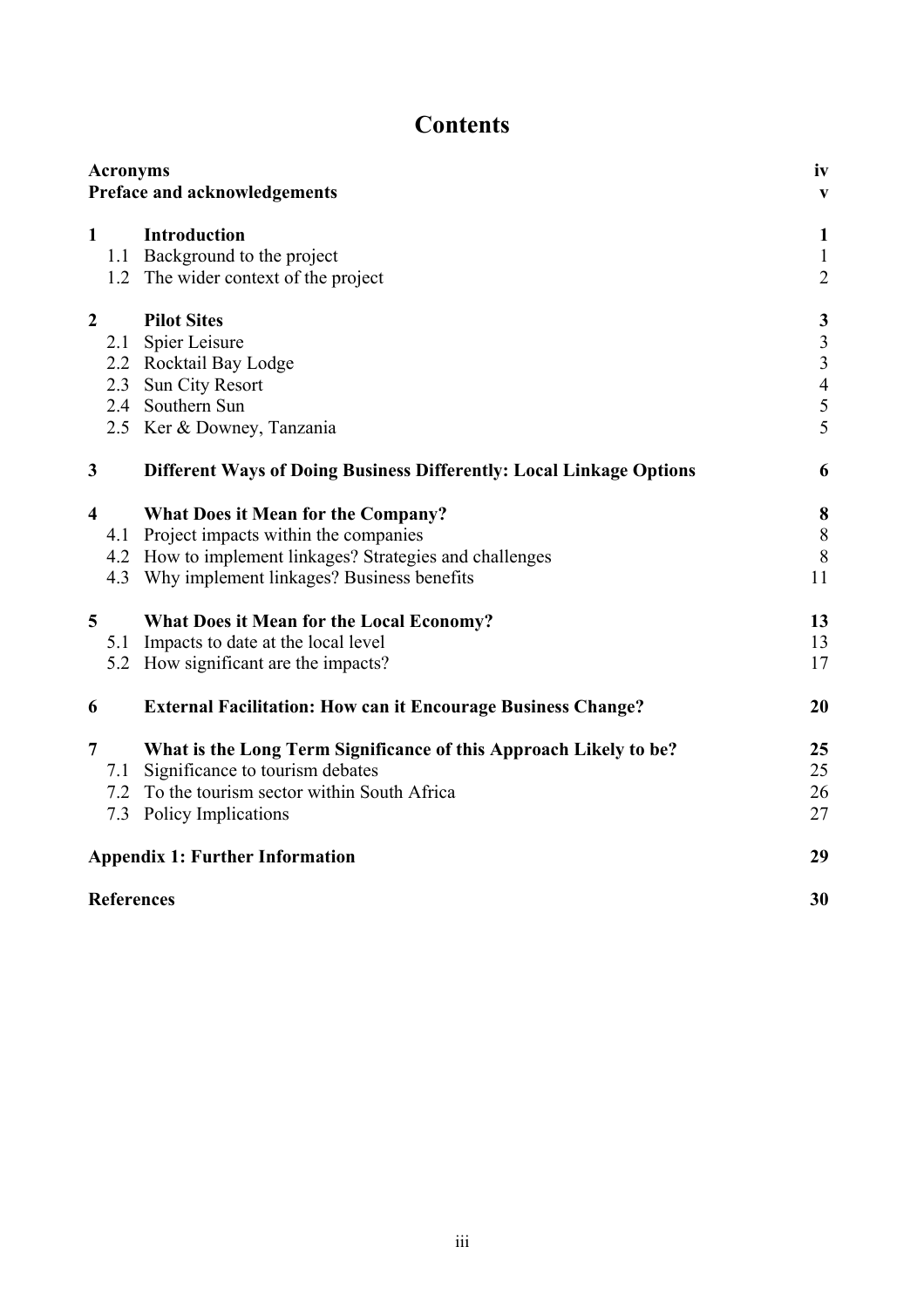# Contents

| | | |
|---|---|---|
| **Acronyms** | | **iv** |
| **Preface and acknowledgements** | | **v** |
| **1** | **Introduction** | **1** |
| 1.1 | Background to the project | 1 |
| 1.2 | The wider context of the project | 2 |
| **2** | **Pilot Sites** | **3** |
| 2.1 | Spier Leisure | 3 |
| 2.2 | Rocktail Bay Lodge | 3 |
| 2.3 | Sun City Resort | 4 |
| 2.4 | Southern Sun | 5 |
| 2.5 | Ker & Downey, Tanzania | 5 |
| **3** | **Different Ways of Doing Business Differently: Local Linkage Options** | **6** |
| **4** | **What Does it Mean for the Company?** | **8** |
| 4.1 | Project impacts within the companies | 8 |
| 4.2 | How to implement linkages? Strategies and challenges | 8 |
| 4.3 | Why implement linkages? Business benefits | 11 |
| **5** | **What Does it Mean for the Local Economy?** | **13** |
| 5.1 | Impacts to date at the local level | 13 |
| 5.2 | How significant are the impacts? | 17 |
| **6** | **External Facilitation: How can it Encourage Business Change?** | **20** |
| **7** | **What is the Long Term Significance of this Approach Likely to be?** | **25** |
| 7.1 | Significance to tourism debates | 25 |
| 7.2 | To the tourism sector within South Africa | 26 |
| 7.3 | Policy Implications | 27 |
| **Appendix 1: Further Information** | | **29** |
| **References** | | **30** |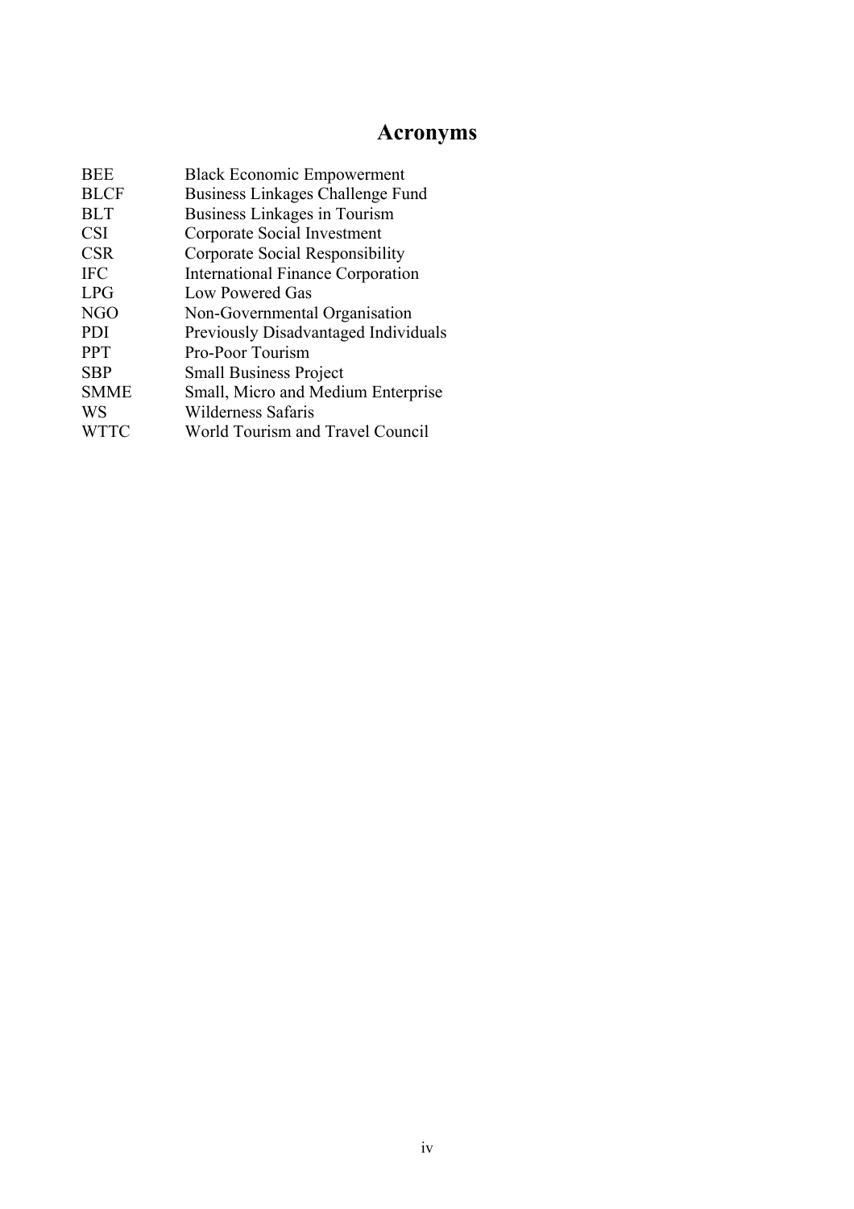# Acronyms

| | |
|---|---|
| BEE | Black Economic Empowerment |
| BLCF | Business Linkages Challenge Fund |
| BLT | Business Linkages in Tourism |
| CSI | Corporate Social Investment |
| CSR | Corporate Social Responsibility |
| IFC | International Finance Corporation |
| LPG | Low Powered Gas |
| NGO | Non-Governmental Organisation |
| PDI | Previously Disadvantaged Individuals |
| PPT | Pro-Poor Tourism |
| SBP | Small Business Project |
| SMME | Small, Micro and Medium Enterprise |
| WS | Wilderness Safaris |
| WTTC | World Tourism and Travel Council |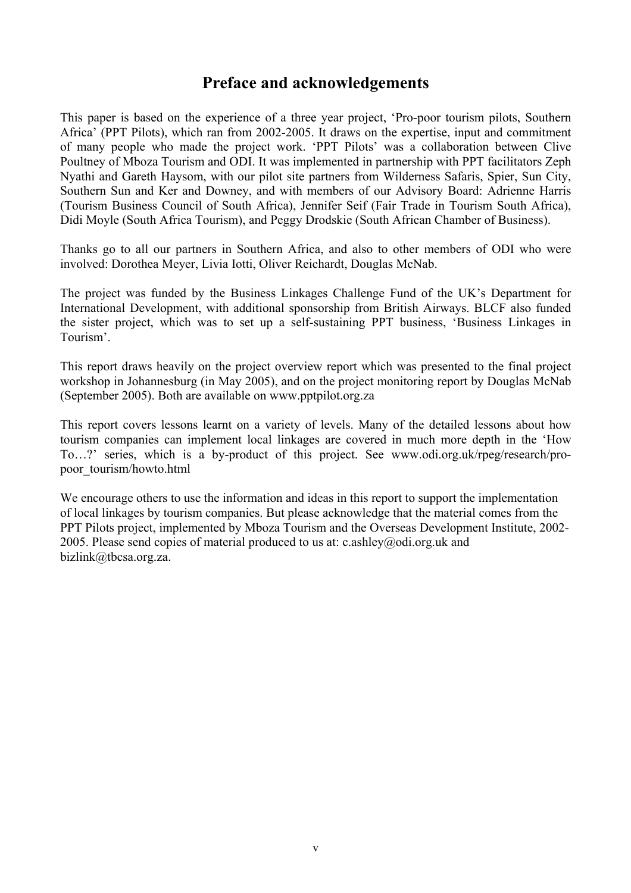# Preface and acknowledgements

This paper is based on the experience of a three year project, 'Pro-poor tourism pilots, Southern Africa' (PPT Pilots), which ran from 2002-2005. It draws on the expertise, input and commitment of many people who made the project work. 'PPT Pilots' was a collaboration between Clive Poultney of Mboza Tourism and ODI. It was implemented in partnership with PPT facilitators Zeph Nyathi and Gareth Haysom, with our pilot site partners from Wilderness Safaris, Spier, Sun City, Southern Sun and Ker and Downey, and with members of our Advisory Board: Adrienne Harris (Tourism Business Council of South Africa), Jennifer Seif (Fair Trade in Tourism South Africa), Didi Moyle (South Africa Tourism), and Peggy Drodskie (South African Chamber of Business).

Thanks go to all our partners in Southern Africa, and also to other members of ODI who were involved: Dorothea Meyer, Livia Iotti, Oliver Reichardt, Douglas McNab.

The project was funded by the Business Linkages Challenge Fund of the UK's Department for International Development, with additional sponsorship from British Airways. BLCF also funded the sister project, which was to set up a self-sustaining PPT business, 'Business Linkages in Tourism'.

This report draws heavily on the project overview report which was presented to the final project workshop in Johannesburg (in May 2005), and on the project monitoring report by Douglas McNab (September 2005). Both are available on www.pptpilot.org.za

This report covers lessons learnt on a variety of levels. Many of the detailed lessons about how tourism companies can implement local linkages are covered in much more depth in the 'How To…?' series, which is a by-product of this project. See www.odi.org.uk/rpeg/research/pro-poor_tourism/howto.html

We encourage others to use the information and ideas in this report to support the implementation of local linkages by tourism companies. But please acknowledge that the material comes from the PPT Pilots project, implemented by Mboza Tourism and the Overseas Development Institute, 2002-2005. Please send copies of material produced to us at: c.ashley@odi.org.uk and bizlink@tbcsa.org.za.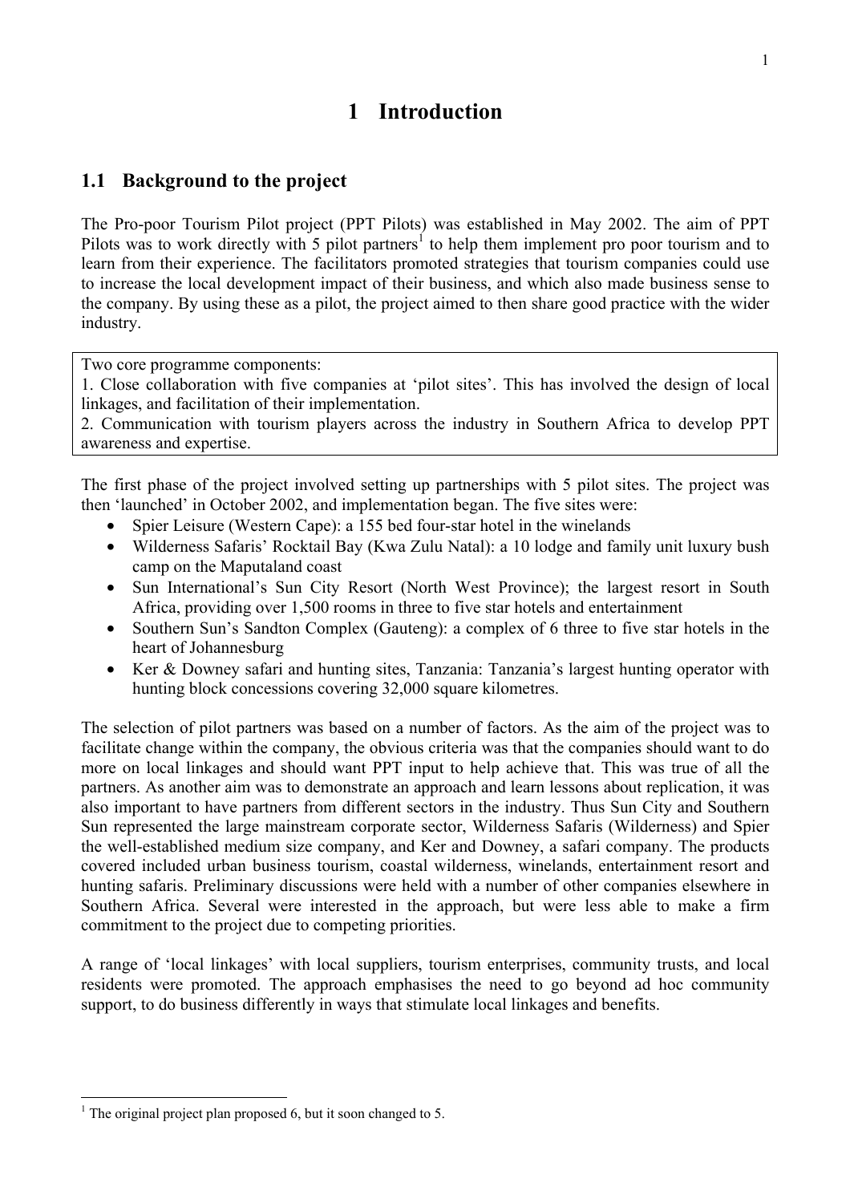# 1 Introduction

## 1.1 Background to the project

The Pro-poor Tourism Pilot project (PPT Pilots) was established in May 2002. The aim of PPT Pilots was to work directly with 5 pilot partners[1] to help them implement pro poor tourism and to learn from their experience. The facilitators promoted strategies that tourism companies could use to increase the local development impact of their business, and which also made business sense to the company. By using these as a pilot, the project aimed to then share good practice with the wider industry.

> Two core programme components:
> 1. Close collaboration with five companies at 'pilot sites'. This has involved the design of local linkages, and facilitation of their implementation.
> 2. Communication with tourism players across the industry in Southern Africa to develop PPT awareness and expertise.

The first phase of the project involved setting up partnerships with 5 pilot sites. The project was then 'launched' in October 2002, and implementation began. The five sites were:

- Spier Leisure (Western Cape): a 155 bed four-star hotel in the winelands
- Wilderness Safaris' Rocktail Bay (Kwa Zulu Natal): a 10 lodge and family unit luxury bush camp on the Maputaland coast
- Sun International's Sun City Resort (North West Province); the largest resort in South Africa, providing over 1,500 rooms in three to five star hotels and entertainment
- Southern Sun's Sandton Complex (Gauteng): a complex of 6 three to five star hotels in the heart of Johannesburg
- Ker & Downey safari and hunting sites, Tanzania: Tanzania's largest hunting operator with hunting block concessions covering 32,000 square kilometres.

The selection of pilot partners was based on a number of factors. As the aim of the project was to facilitate change within the company, the obvious criteria was that the companies should want to do more on local linkages and should want PPT input to help achieve that. This was true of all the partners. As another aim was to demonstrate an approach and learn lessons about replication, it was also important to have partners from different sectors in the industry. Thus Sun City and Southern Sun represented the large mainstream corporate sector, Wilderness Safaris (Wilderness) and Spier the well-established medium size company, and Ker and Downey, a safari company. The products covered included urban business tourism, coastal wilderness, winelands, entertainment resort and hunting safaris. Preliminary discussions were held with a number of other companies elsewhere in Southern Africa. Several were interested in the approach, but were less able to make a firm commitment to the project due to competing priorities.

A range of 'local linkages' with local suppliers, tourism enterprises, community trusts, and local residents were promoted. The approach emphasises the need to go beyond ad hoc community support, to do business differently in ways that stimulate local linkages and benefits.

[1] The original project plan proposed 6, but it soon changed to 5.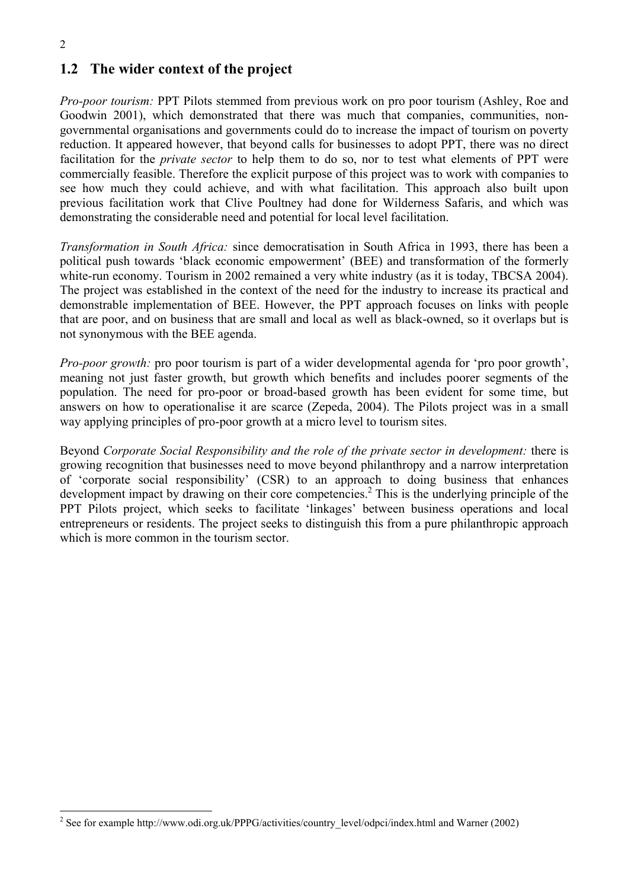## 1.2 The wider context of the project

*Pro-poor tourism:* PPT Pilots stemmed from previous work on pro poor tourism (Ashley, Roe and Goodwin 2001), which demonstrated that there was much that companies, communities, non-governmental organisations and governments could do to increase the impact of tourism on poverty reduction. It appeared however, that beyond calls for businesses to adopt PPT, there was no direct facilitation for the *private sector* to help them to do so, nor to test what elements of PPT were commercially feasible. Therefore the explicit purpose of this project was to work with companies to see how much they could achieve, and with what facilitation. This approach also built upon previous facilitation work that Clive Poultney had done for Wilderness Safaris, and which was demonstrating the considerable need and potential for local level facilitation.

*Transformation in South Africa:* since democratisation in South Africa in 1993, there has been a political push towards 'black economic empowerment' (BEE) and transformation of the formerly white-run economy. Tourism in 2002 remained a very white industry (as it is today, TBCSA 2004). The project was established in the context of the need for the industry to increase its practical and demonstrable implementation of BEE. However, the PPT approach focuses on links with people that are poor, and on business that are small and local as well as black-owned, so it overlaps but is not synonymous with the BEE agenda.

*Pro-poor growth:* pro poor tourism is part of a wider developmental agenda for 'pro poor growth', meaning not just faster growth, but growth which benefits and includes poorer segments of the population. The need for pro-poor or broad-based growth has been evident for some time, but answers on how to operationalise it are scarce (Zepeda, 2004). The Pilots project was in a small way applying principles of pro-poor growth at a micro level to tourism sites.

Beyond *Corporate Social Responsibility and the role of the private sector in development:* there is growing recognition that businesses need to move beyond philanthropy and a narrow interpretation of 'corporate social responsibility' (CSR) to an approach to doing business that enhances development impact by drawing on their core competencies.[2] This is the underlying principle of the PPT Pilots project, which seeks to facilitate 'linkages' between business operations and local entrepreneurs or residents. The project seeks to distinguish this from a pure philanthropic approach which is more common in the tourism sector.

---

[2] See for example http://www.odi.org.uk/PPPG/activities/country_level/odpci/index.html and Warner (2002)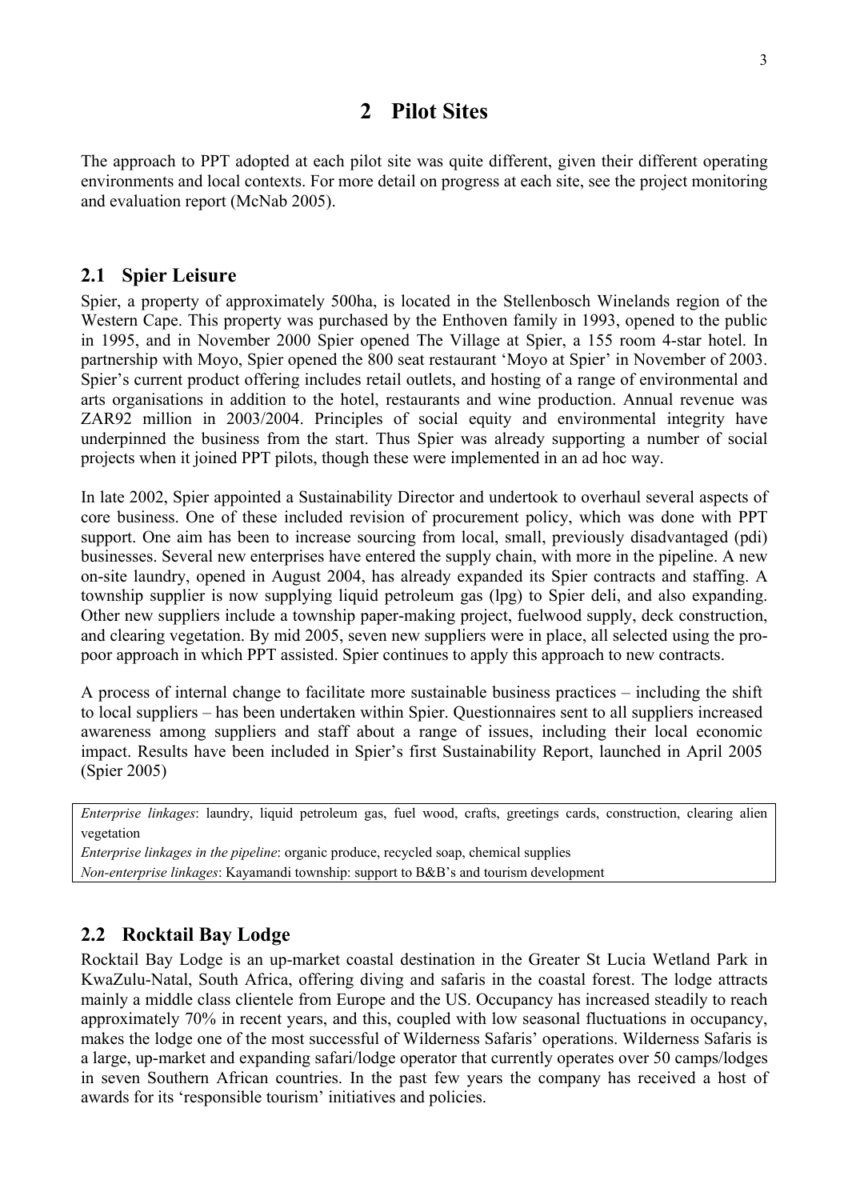# 2 Pilot Sites

The approach to PPT adopted at each pilot site was quite different, given their different operating environments and local contexts. For more detail on progress at each site, see the project monitoring and evaluation report (McNab 2005).

## 2.1 Spier Leisure

Spier, a property of approximately 500ha, is located in the Stellenbosch Winelands region of the Western Cape. This property was purchased by the Enthoven family in 1993, opened to the public in 1995, and in November 2000 Spier opened The Village at Spier, a 155 room 4-star hotel. In partnership with Moyo, Spier opened the 800 seat restaurant 'Moyo at Spier' in November of 2003. Spier's current product offering includes retail outlets, and hosting of a range of environmental and arts organisations in addition to the hotel, restaurants and wine production. Annual revenue was ZAR92 million in 2003/2004. Principles of social equity and environmental integrity have underpinned the business from the start. Thus Spier was already supporting a number of social projects when it joined PPT pilots, though these were implemented in an ad hoc way.

In late 2002, Spier appointed a Sustainability Director and undertook to overhaul several aspects of core business. One of these included revision of procurement policy, which was done with PPT support. One aim has been to increase sourcing from local, small, previously disadvantaged (pdi) businesses. Several new enterprises have entered the supply chain, with more in the pipeline. A new on-site laundry, opened in August 2004, has already expanded its Spier contracts and staffing. A township supplier is now supplying liquid petroleum gas (lpg) to Spier deli, and also expanding. Other new suppliers include a township paper-making project, fuelwood supply, deck construction, and clearing vegetation. By mid 2005, seven new suppliers were in place, all selected using the pro-poor approach in which PPT assisted. Spier continues to apply this approach to new contracts.

A process of internal change to facilitate more sustainable business practices – including the shift to local suppliers – has been undertaken within Spier. Questionnaires sent to all suppliers increased awareness among suppliers and staff about a range of issues, including their local economic impact. Results have been included in Spier's first Sustainability Report, launched in April 2005 (Spier 2005)

*Enterprise linkages*: laundry, liquid petroleum gas, fuel wood, crafts, greetings cards, construction, clearing alien vegetation
*Enterprise linkages in the pipeline*: organic produce, recycled soap, chemical supplies
*Non-enterprise linkages*: Kayamandi township: support to B&B's and tourism development

## 2.2 Rocktail Bay Lodge

Rocktail Bay Lodge is an up-market coastal destination in the Greater St Lucia Wetland Park in KwaZulu-Natal, South Africa, offering diving and safaris in the coastal forest. The lodge attracts mainly a middle class clientele from Europe and the US. Occupancy has increased steadily to reach approximately 70% in recent years, and this, coupled with low seasonal fluctuations in occupancy, makes the lodge one of the most successful of Wilderness Safaris' operations. Wilderness Safaris is a large, up-market and expanding safari/lodge operator that currently operates over 50 camps/lodges in seven Southern African countries. In the past few years the company has received a host of awards for its 'responsible tourism' initiatives and policies.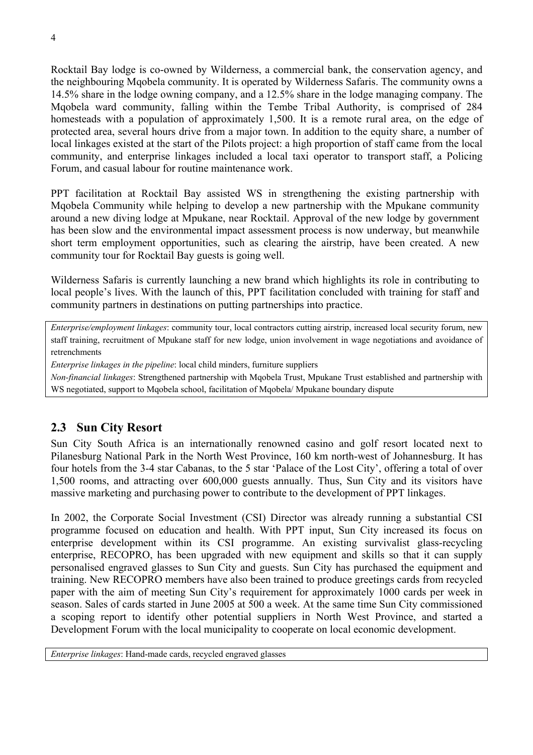Rocktail Bay lodge is co-owned by Wilderness, a commercial bank, the conservation agency, and the neighbouring Mqobela community. It is operated by Wilderness Safaris. The community owns a 14.5% share in the lodge owning company, and a 12.5% share in the lodge managing company. The Mqobela ward community, falling within the Tembe Tribal Authority, is comprised of 284 homesteads with a population of approximately 1,500. It is a remote rural area, on the edge of protected area, several hours drive from a major town. In addition to the equity share, a number of local linkages existed at the start of the Pilots project: a high proportion of staff came from the local community, and enterprise linkages included a local taxi operator to transport staff, a Policing Forum, and casual labour for routine maintenance work.

PPT facilitation at Rocktail Bay assisted WS in strengthening the existing partnership with Mqobela Community while helping to develop a new partnership with the Mpukane community around a new diving lodge at Mpukane, near Rocktail. Approval of the new lodge by government has been slow and the environmental impact assessment process is now underway, but meanwhile short term employment opportunities, such as clearing the airstrip, have been created. A new community tour for Rocktail Bay guests is going well.

Wilderness Safaris is currently launching a new brand which highlights its role in contributing to local people's lives. With the launch of this, PPT facilitation concluded with training for staff and community partners in destinations on putting partnerships into practice.

*Enterprise/employment linkages*: community tour, local contractors cutting airstrip, increased local security forum, new staff training, recruitment of Mpukane staff for new lodge, union involvement in wage negotiations and avoidance of retrenchments

*Enterprise linkages in the pipeline*: local child minders, furniture suppliers

*Non-financial linkages*: Strengthened partnership with Mqobela Trust, Mpukane Trust established and partnership with WS negotiated, support to Mqobela school, facilitation of Mqobela/ Mpukane boundary dispute

## 2.3 Sun City Resort

Sun City South Africa is an internationally renowned casino and golf resort located next to Pilanesburg National Park in the North West Province, 160 km north-west of Johannesburg. It has four hotels from the 3-4 star Cabanas, to the 5 star 'Palace of the Lost City', offering a total of over 1,500 rooms, and attracting over 600,000 guests annually. Thus, Sun City and its visitors have massive marketing and purchasing power to contribute to the development of PPT linkages.

In 2002, the Corporate Social Investment (CSI) Director was already running a substantial CSI programme focused on education and health. With PPT input, Sun City increased its focus on enterprise development within its CSI programme. An existing survivalist glass-recycling enterprise, RECOPRO, has been upgraded with new equipment and skills so that it can supply personalised engraved glasses to Sun City and guests. Sun City has purchased the equipment and training. New RECOPRO members have also been trained to produce greetings cards from recycled paper with the aim of meeting Sun City's requirement for approximately 1000 cards per week in season. Sales of cards started in June 2005 at 500 a week. At the same time Sun City commissioned a scoping report to identify other potential suppliers in North West Province, and started a Development Forum with the local municipality to cooperate on local economic development.

*Enterprise linkages*: Hand-made cards, recycled engraved glasses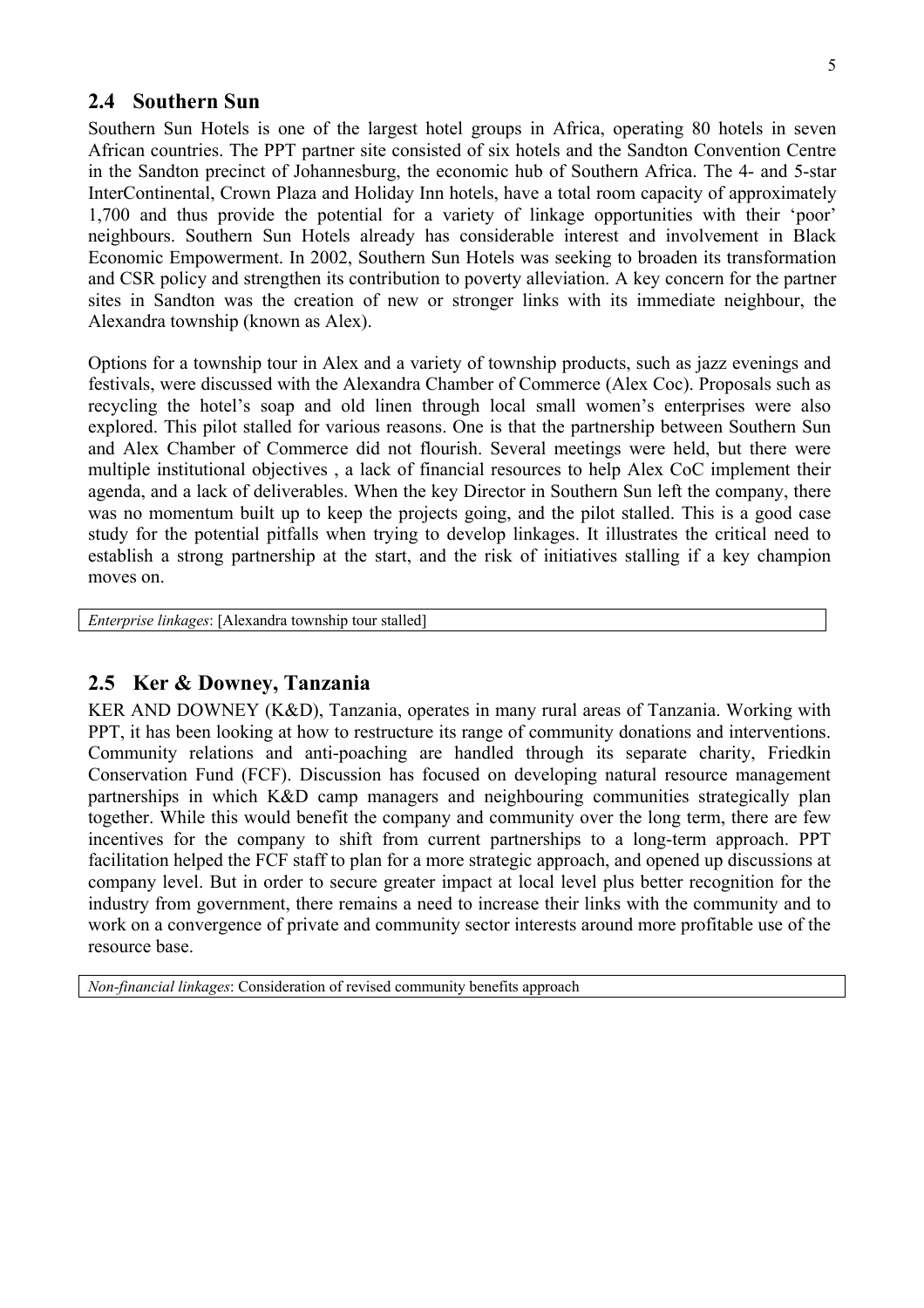## 2.4 Southern Sun

Southern Sun Hotels is one of the largest hotel groups in Africa, operating 80 hotels in seven African countries. The PPT partner site consisted of six hotels and the Sandton Convention Centre in the Sandton precinct of Johannesburg, the economic hub of Southern Africa. The 4- and 5-star InterContinental, Crown Plaza and Holiday Inn hotels, have a total room capacity of approximately 1,700 and thus provide the potential for a variety of linkage opportunities with their 'poor' neighbours. Southern Sun Hotels already has considerable interest and involvement in Black Economic Empowerment. In 2002, Southern Sun Hotels was seeking to broaden its transformation and CSR policy and strengthen its contribution to poverty alleviation. A key concern for the partner sites in Sandton was the creation of new or stronger links with its immediate neighbour, the Alexandra township (known as Alex).

Options for a township tour in Alex and a variety of township products, such as jazz evenings and festivals, were discussed with the Alexandra Chamber of Commerce (Alex Coc). Proposals such as recycling the hotel's soap and old linen through local small women's enterprises were also explored. This pilot stalled for various reasons. One is that the partnership between Southern Sun and Alex Chamber of Commerce did not flourish. Several meetings were held, but there were multiple institutional objectives , a lack of financial resources to help Alex CoC implement their agenda, and a lack of deliverables. When the key Director in Southern Sun left the company, there was no momentum built up to keep the projects going, and the pilot stalled. This is a good case study for the potential pitfalls when trying to develop linkages. It illustrates the critical need to establish a strong partnership at the start, and the risk of initiatives stalling if a key champion moves on.

| *Enterprise linkages*: [Alexandra township tour stalled] |
|---|

## 2.5 Ker & Downey, Tanzania

KER AND DOWNEY (K&D), Tanzania, operates in many rural areas of Tanzania. Working with PPT, it has been looking at how to restructure its range of community donations and interventions. Community relations and anti-poaching are handled through its separate charity, Friedkin Conservation Fund (FCF). Discussion has focused on developing natural resource management partnerships in which K&D camp managers and neighbouring communities strategically plan together. While this would benefit the company and community over the long term, there are few incentives for the company to shift from current partnerships to a long-term approach. PPT facilitation helped the FCF staff to plan for a more strategic approach, and opened up discussions at company level. But in order to secure greater impact at local level plus better recognition for the industry from government, there remains a need to increase their links with the community and to work on a convergence of private and community sector interests around more profitable use of the resource base.

| *Non-financial linkages*: Consideration of revised community benefits approach |
|---|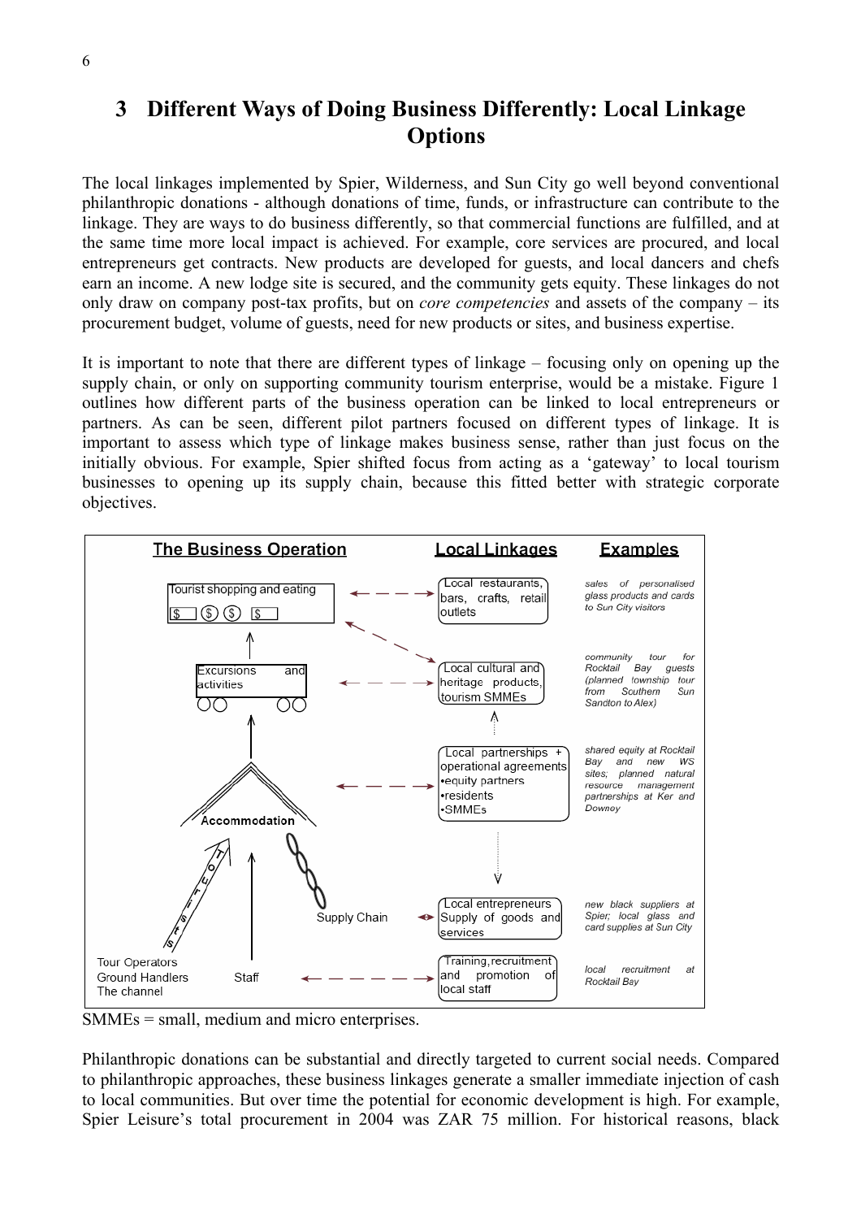# 3 Different Ways of Doing Business Differently: Local Linkage Options

The local linkages implemented by Spier, Wilderness, and Sun City go well beyond conventional philanthropic donations - although donations of time, funds, or infrastructure can contribute to the linkage. They are ways to do business differently, so that commercial functions are fulfilled, and at the same time more local impact is achieved. For example, core services are procured, and local entrepreneurs get contracts. New products are developed for guests, and local dancers and chefs earn an income. A new lodge site is secured, and the community gets equity. These linkages do not only draw on company post-tax profits, but on *core competencies* and assets of the company – its procurement budget, volume of guests, need for new products or sites, and business expertise.

It is important to note that there are different types of linkage – focusing only on opening up the supply chain, or only on supporting community tourism enterprise, would be a mistake. Figure 1 outlines how different parts of the business operation can be linked to local entrepreneurs or partners. As can be seen, different pilot partners focused on different types of linkage. It is important to assess which type of linkage makes business sense, rather than just focus on the initially obvious. For example, Spier shifted focus from acting as a 'gateway' to local tourism businesses to opening up its supply chain, because this fitted better with strategic corporate objectives.

| The Business Operation | Local Linkages | Examples |
|---|---|---|
| Tourist shopping and eating | Local restaurants, bars, crafts, retail outlets | *sales of personalised glass products and cards to Sun City visitors* |
| Excursions and activities | Local cultural and heritage products, tourism SMMEs | *community tour for Rocktail Bay guests (planned township tour from Southern Sun Sandton to Alex)* |
| Accommodation | Local partnerships + operational agreements<br>•equity partners<br>•residents<br>•SMMEs | *shared equity at Rocktail Bay and new WS sites; planned natural resource management partnerships at Ker and Downey* |
| Supply Chain | Local entrepreneurs Supply of goods and services | *new black suppliers at Spier; local glass and card supplies at Sun City* |
| Staff | Training, recruitment and promotion of local staff | *local recruitment at Rocktail Bay* |
| Tourists – Tour Operators, Ground Handlers, The channel | | |

SMMEs = small, medium and micro enterprises.

Philanthropic donations can be substantial and directly targeted to current social needs. Compared to philanthropic approaches, these business linkages generate a smaller immediate injection of cash to local communities. But over time the potential for economic development is high. For example, Spier Leisure's total procurement in 2004 was ZAR 75 million. For historical reasons, black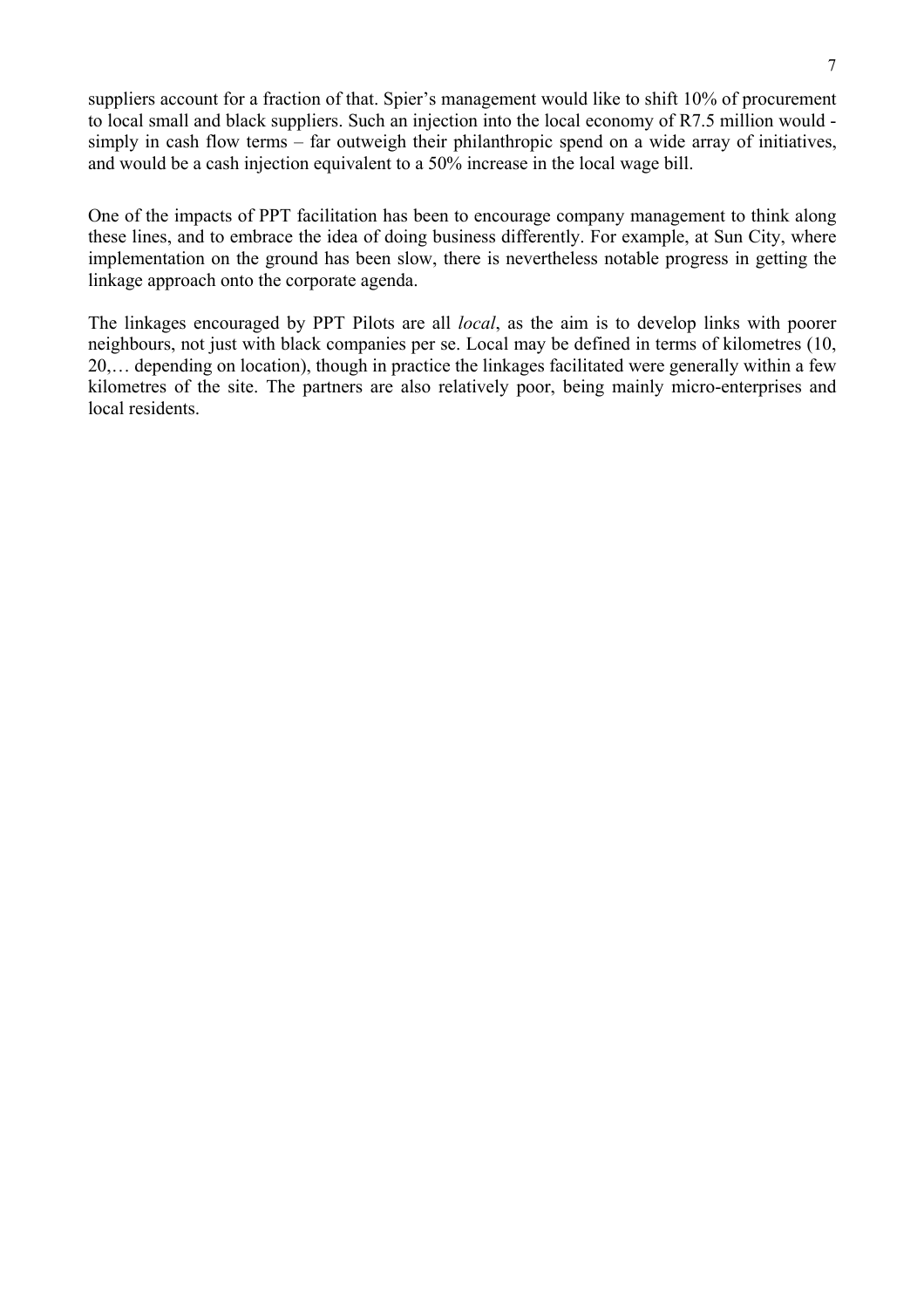suppliers account for a fraction of that. Spier's management would like to shift 10% of procurement to local small and black suppliers. Such an injection into the local economy of R7.5 million would - simply in cash flow terms – far outweigh their philanthropic spend on a wide array of initiatives, and would be a cash injection equivalent to a 50% increase in the local wage bill.

One of the impacts of PPT facilitation has been to encourage company management to think along these lines, and to embrace the idea of doing business differently. For example, at Sun City, where implementation on the ground has been slow, there is nevertheless notable progress in getting the linkage approach onto the corporate agenda.

The linkages encouraged by PPT Pilots are all *local*, as the aim is to develop links with poorer neighbours, not just with black companies per se. Local may be defined in terms of kilometres (10, 20,… depending on location), though in practice the linkages facilitated were generally within a few kilometres of the site. The partners are also relatively poor, being mainly micro-enterprises and local residents.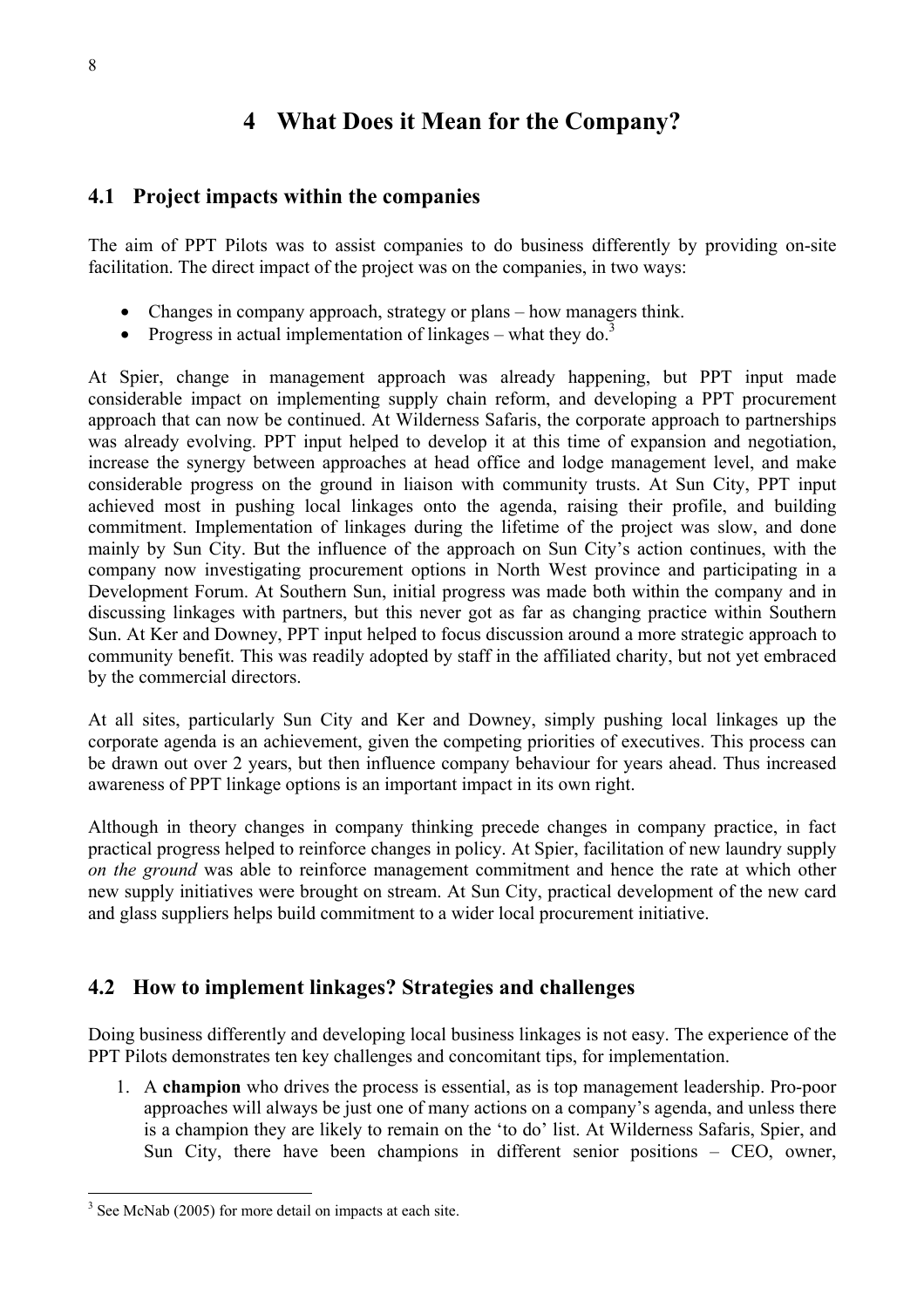# 4 What Does it Mean for the Company?

## 4.1 Project impacts within the companies

The aim of PPT Pilots was to assist companies to do business differently by providing on-site facilitation. The direct impact of the project was on the companies, in two ways:

- Changes in company approach, strategy or plans – how managers think.
- Progress in actual implementation of linkages – what they do.[3]

At Spier, change in management approach was already happening, but PPT input made considerable impact on implementing supply chain reform, and developing a PPT procurement approach that can now be continued. At Wilderness Safaris, the corporate approach to partnerships was already evolving. PPT input helped to develop it at this time of expansion and negotiation, increase the synergy between approaches at head office and lodge management level, and make considerable progress on the ground in liaison with community trusts. At Sun City, PPT input achieved most in pushing local linkages onto the agenda, raising their profile, and building commitment. Implementation of linkages during the lifetime of the project was slow, and done mainly by Sun City. But the influence of the approach on Sun City's action continues, with the company now investigating procurement options in North West province and participating in a Development Forum. At Southern Sun, initial progress was made both within the company and in discussing linkages with partners, but this never got as far as changing practice within Southern Sun. At Ker and Downey, PPT input helped to focus discussion around a more strategic approach to community benefit. This was readily adopted by staff in the affiliated charity, but not yet embraced by the commercial directors.

At all sites, particularly Sun City and Ker and Downey, simply pushing local linkages up the corporate agenda is an achievement, given the competing priorities of executives. This process can be drawn out over 2 years, but then influence company behaviour for years ahead. Thus increased awareness of PPT linkage options is an important impact in its own right.

Although in theory changes in company thinking precede changes in company practice, in fact practical progress helped to reinforce changes in policy. At Spier, facilitation of new laundry supply *on the ground* was able to reinforce management commitment and hence the rate at which other new supply initiatives were brought on stream. At Sun City, practical development of the new card and glass suppliers helps build commitment to a wider local procurement initiative.

## 4.2 How to implement linkages? Strategies and challenges

Doing business differently and developing local business linkages is not easy. The experience of the PPT Pilots demonstrates ten key challenges and concomitant tips, for implementation.

1. A **champion** who drives the process is essential, as is top management leadership. Pro-poor approaches will always be just one of many actions on a company's agenda, and unless there is a champion they are likely to remain on the 'to do' list. At Wilderness Safaris, Spier, and Sun City, there have been champions in different senior positions – CEO, owner,

[3] See McNab (2005) for more detail on impacts at each site.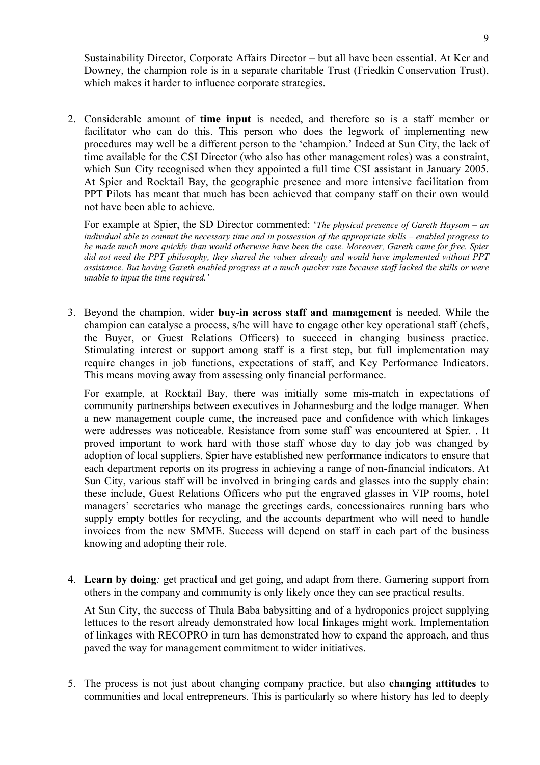Sustainability Director, Corporate Affairs Director – but all have been essential. At Ker and Downey, the champion role is in a separate charitable Trust (Friedkin Conservation Trust), which makes it harder to influence corporate strategies.

2. Considerable amount of **time input** is needed, and therefore so is a staff member or facilitator who can do this. This person who does the legwork of implementing new procedures may well be a different person to the 'champion.' Indeed at Sun City, the lack of time available for the CSI Director (who also has other management roles) was a constraint, which Sun City recognised when they appointed a full time CSI assistant in January 2005. At Spier and Rocktail Bay, the geographic presence and more intensive facilitation from PPT Pilots has meant that much has been achieved that company staff on their own would not have been able to achieve.

   For example at Spier, the SD Director commented: '*The physical presence of Gareth Haysom – an individual able to commit the necessary time and in possession of the appropriate skills – enabled progress to be made much more quickly than would otherwise have been the case. Moreover, Gareth came for free. Spier did not need the PPT philosophy, they shared the values already and would have implemented without PPT assistance. But having Gareth enabled progress at a much quicker rate because staff lacked the skills or were unable to input the time required.*'

3. Beyond the champion, wider **buy-in across staff and management** is needed. While the champion can catalyse a process, s/he will have to engage other key operational staff (chefs, the Buyer, or Guest Relations Officers) to succeed in changing business practice. Stimulating interest or support among staff is a first step, but full implementation may require changes in job functions, expectations of staff, and Key Performance Indicators. This means moving away from assessing only financial performance.

   For example, at Rocktail Bay, there was initially some mis-match in expectations of community partnerships between executives in Johannesburg and the lodge manager. When a new management couple came, the increased pace and confidence with which linkages were addresses was noticeable. Resistance from some staff was encountered at Spier. . It proved important to work hard with those staff whose day to day job was changed by adoption of local suppliers. Spier have established new performance indicators to ensure that each department reports on its progress in achieving a range of non-financial indicators. At Sun City, various staff will be involved in bringing cards and glasses into the supply chain: these include, Guest Relations Officers who put the engraved glasses in VIP rooms, hotel managers' secretaries who manage the greetings cards, concessionaires running bars who supply empty bottles for recycling, and the accounts department who will need to handle invoices from the new SMME. Success will depend on staff in each part of the business knowing and adopting their role.

4. **Learn by doing***:* get practical and get going, and adapt from there. Garnering support from others in the company and community is only likely once they can see practical results.

   At Sun City, the success of Thula Baba babysitting and of a hydroponics project supplying lettuces to the resort already demonstrated how local linkages might work. Implementation of linkages with RECOPRO in turn has demonstrated how to expand the approach, and thus paved the way for management commitment to wider initiatives.

5. The process is not just about changing company practice, but also **changing attitudes** to communities and local entrepreneurs. This is particularly so where history has led to deeply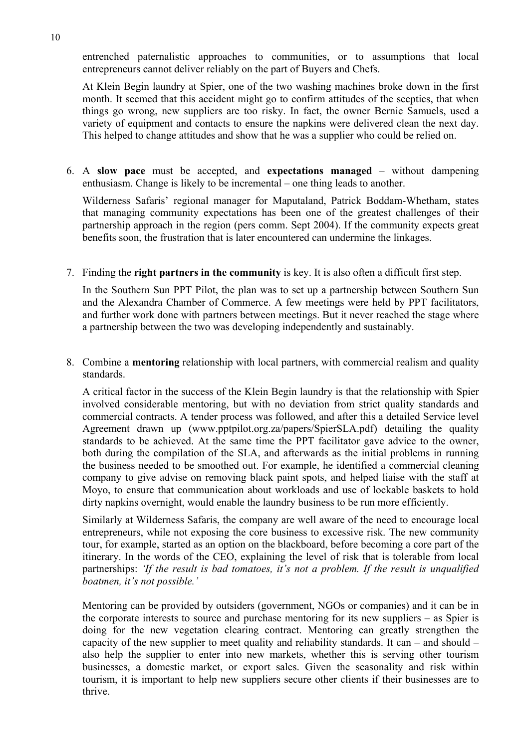entrenched paternalistic approaches to communities, or to assumptions that local entrepreneurs cannot deliver reliably on the part of Buyers and Chefs.

At Klein Begin laundry at Spier, one of the two washing machines broke down in the first month. It seemed that this accident might go to confirm attitudes of the sceptics, that when things go wrong, new suppliers are too risky. In fact, the owner Bernie Samuels, used a variety of equipment and contacts to ensure the napkins were delivered clean the next day. This helped to change attitudes and show that he was a supplier who could be relied on.

6. A **slow pace** must be accepted, and **expectations managed** – without dampening enthusiasm. Change is likely to be incremental – one thing leads to another.

   Wilderness Safaris' regional manager for Maputaland, Patrick Boddam-Whetham, states that managing community expectations has been one of the greatest challenges of their partnership approach in the region (pers comm. Sept 2004). If the community expects great benefits soon, the frustration that is later encountered can undermine the linkages.

7. Finding the **right partners in the community** is key. It is also often a difficult first step.

   In the Southern Sun PPT Pilot, the plan was to set up a partnership between Southern Sun and the Alexandra Chamber of Commerce. A few meetings were held by PPT facilitators, and further work done with partners between meetings. But it never reached the stage where a partnership between the two was developing independently and sustainably.

8. Combine a **mentoring** relationship with local partners, with commercial realism and quality standards.

   A critical factor in the success of the Klein Begin laundry is that the relationship with Spier involved considerable mentoring, but with no deviation from strict quality standards and commercial contracts. A tender process was followed, and after this a detailed Service level Agreement drawn up (www.pptpilot.org.za/papers/SpierSLA.pdf) detailing the quality standards to be achieved. At the same time the PPT facilitator gave advice to the owner, both during the compilation of the SLA, and afterwards as the initial problems in running the business needed to be smoothed out. For example, he identified a commercial cleaning company to give advise on removing black paint spots, and helped liaise with the staff at Moyo, to ensure that communication about workloads and use of lockable baskets to hold dirty napkins overnight, would enable the laundry business to be run more efficiently.

   Similarly at Wilderness Safaris, the company are well aware of the need to encourage local entrepreneurs, while not exposing the core business to excessive risk. The new community tour, for example, started as an option on the blackboard, before becoming a core part of the itinerary. In the words of the CEO, explaining the level of risk that is tolerable from local partnerships: *'If the result is bad tomatoes, it's not a problem. If the result is unqualified boatmen, it's not possible.'*

   Mentoring can be provided by outsiders (government, NGOs or companies) and it can be in the corporate interests to source and purchase mentoring for its new suppliers – as Spier is doing for the new vegetation clearing contract. Mentoring can greatly strengthen the capacity of the new supplier to meet quality and reliability standards. It can – and should – also help the supplier to enter into new markets, whether this is serving other tourism businesses, a domestic market, or export sales. Given the seasonality and risk within tourism, it is important to help new suppliers secure other clients if their businesses are to thrive.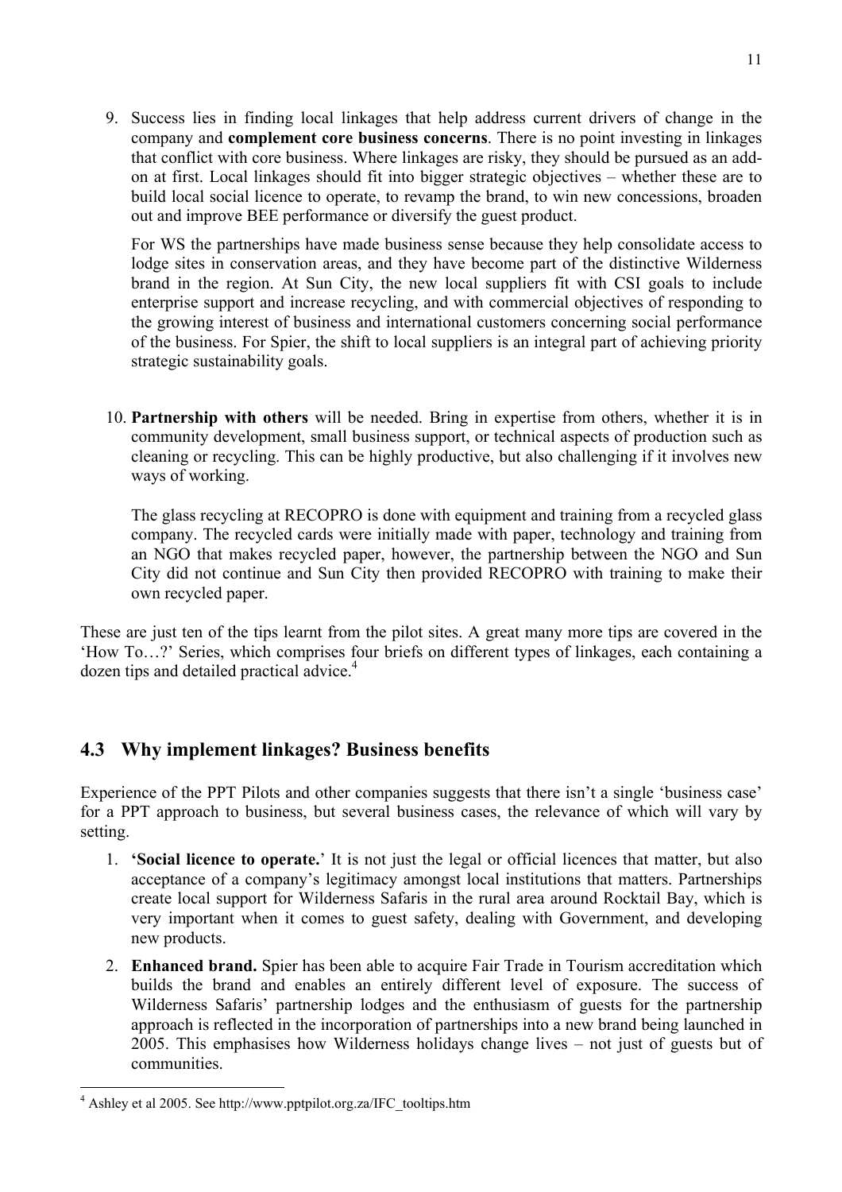9. Success lies in finding local linkages that help address current drivers of change in the company and **complement core business concerns**. There is no point investing in linkages that conflict with core business. Where linkages are risky, they should be pursued as an add-on at first. Local linkages should fit into bigger strategic objectives – whether these are to build local social licence to operate, to revamp the brand, to win new concessions, broaden out and improve BEE performance or diversify the guest product.

   For WS the partnerships have made business sense because they help consolidate access to lodge sites in conservation areas, and they have become part of the distinctive Wilderness brand in the region. At Sun City, the new local suppliers fit with CSI goals to include enterprise support and increase recycling, and with commercial objectives of responding to the growing interest of business and international customers concerning social performance of the business. For Spier, the shift to local suppliers is an integral part of achieving priority strategic sustainability goals.

10. **Partnership with others** will be needed. Bring in expertise from others, whether it is in community development, small business support, or technical aspects of production such as cleaning or recycling. This can be highly productive, but also challenging if it involves new ways of working.

    The glass recycling at RECOPRO is done with equipment and training from a recycled glass company. The recycled cards were initially made with paper, technology and training from an NGO that makes recycled paper, however, the partnership between the NGO and Sun City did not continue and Sun City then provided RECOPRO with training to make their own recycled paper.

These are just ten of the tips learnt from the pilot sites. A great many more tips are covered in the 'How To…?' Series, which comprises four briefs on different types of linkages, each containing a dozen tips and detailed practical advice.[4]

## 4.3 Why implement linkages? Business benefits

Experience of the PPT Pilots and other companies suggests that there isn't a single 'business case' for a PPT approach to business, but several business cases, the relevance of which will vary by setting.

1. **'Social licence to operate.**' It is not just the legal or official licences that matter, but also acceptance of a company's legitimacy amongst local institutions that matters. Partnerships create local support for Wilderness Safaris in the rural area around Rocktail Bay, which is very important when it comes to guest safety, dealing with Government, and developing new products.
2. **Enhanced brand.** Spier has been able to acquire Fair Trade in Tourism accreditation which builds the brand and enables an entirely different level of exposure. The success of Wilderness Safaris' partnership lodges and the enthusiasm of guests for the partnership approach is reflected in the incorporation of partnerships into a new brand being launched in 2005. This emphasises how Wilderness holidays change lives – not just of guests but of communities.

[4] Ashley et al 2005. See http://www.pptpilot.org.za/IFC_tooltips.htm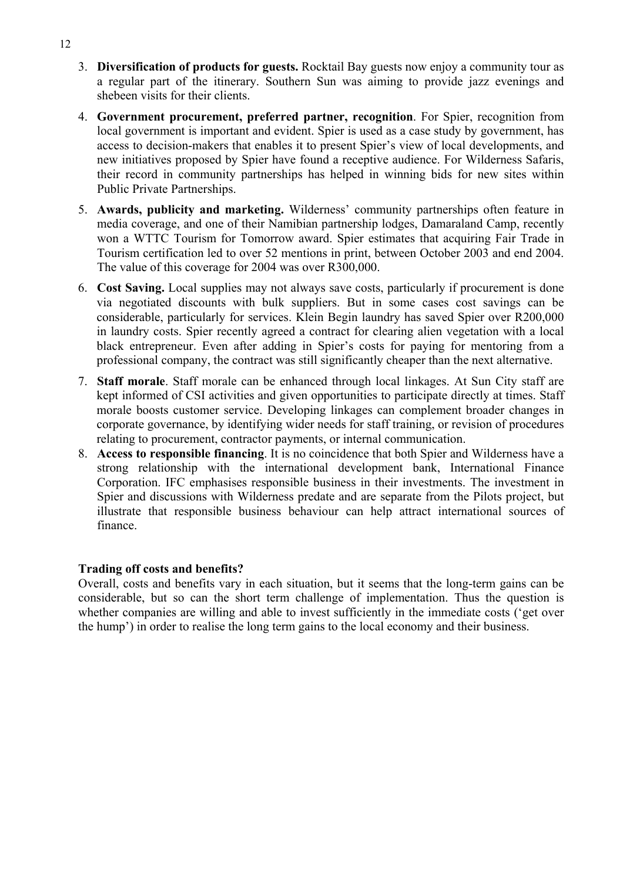3. **Diversification of products for guests.** Rocktail Bay guests now enjoy a community tour as a regular part of the itinerary. Southern Sun was aiming to provide jazz evenings and shebeen visits for their clients.
4. **Government procurement, preferred partner, recognition**. For Spier, recognition from local government is important and evident. Spier is used as a case study by government, has access to decision-makers that enables it to present Spier's view of local developments, and new initiatives proposed by Spier have found a receptive audience. For Wilderness Safaris, their record in community partnerships has helped in winning bids for new sites within Public Private Partnerships.
5. **Awards, publicity and marketing.** Wilderness' community partnerships often feature in media coverage, and one of their Namibian partnership lodges, Damaraland Camp, recently won a WTTC Tourism for Tomorrow award. Spier estimates that acquiring Fair Trade in Tourism certification led to over 52 mentions in print, between October 2003 and end 2004. The value of this coverage for 2004 was over R300,000.
6. **Cost Saving.** Local supplies may not always save costs, particularly if procurement is done via negotiated discounts with bulk suppliers. But in some cases cost savings can be considerable, particularly for services. Klein Begin laundry has saved Spier over R200,000 in laundry costs. Spier recently agreed a contract for clearing alien vegetation with a local black entrepreneur. Even after adding in Spier's costs for paying for mentoring from a professional company, the contract was still significantly cheaper than the next alternative.
7. **Staff morale**. Staff morale can be enhanced through local linkages. At Sun City staff are kept informed of CSI activities and given opportunities to participate directly at times. Staff morale boosts customer service. Developing linkages can complement broader changes in corporate governance, by identifying wider needs for staff training, or revision of procedures relating to procurement, contractor payments, or internal communication.
8. **Access to responsible financing**. It is no coincidence that both Spier and Wilderness have a strong relationship with the international development bank, International Finance Corporation. IFC emphasises responsible business in their investments. The investment in Spier and discussions with Wilderness predate and are separate from the Pilots project, but illustrate that responsible business behaviour can help attract international sources of finance.

**Trading off costs and benefits?**

Overall, costs and benefits vary in each situation, but it seems that the long-term gains can be considerable, but so can the short term challenge of implementation. Thus the question is whether companies are willing and able to invest sufficiently in the immediate costs ('get over the hump') in order to realise the long term gains to the local economy and their business.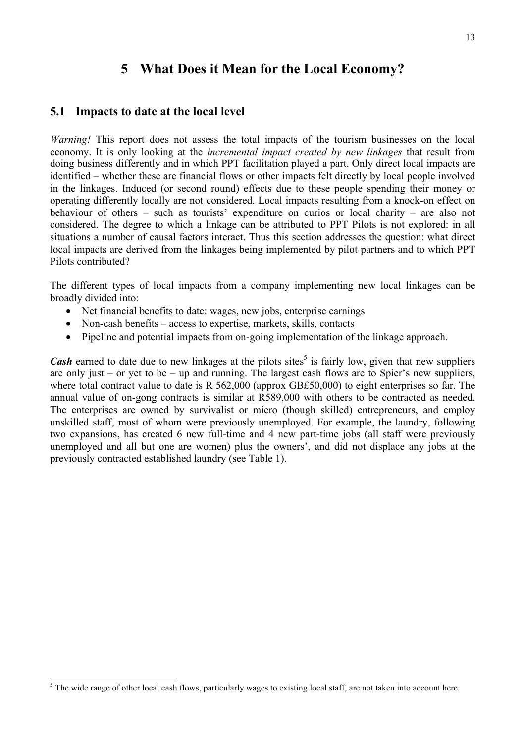# 5 What Does it Mean for the Local Economy?

## 5.1 Impacts to date at the local level

*Warning!* This report does not assess the total impacts of the tourism businesses on the local economy. It is only looking at the *incremental impact created by new linkages* that result from doing business differently and in which PPT facilitation played a part. Only direct local impacts are identified – whether these are financial flows or other impacts felt directly by local people involved in the linkages. Induced (or second round) effects due to these people spending their money or operating differently locally are not considered. Local impacts resulting from a knock-on effect on behaviour of others – such as tourists' expenditure on curios or local charity – are also not considered. The degree to which a linkage can be attributed to PPT Pilots is not explored: in all situations a number of causal factors interact. Thus this section addresses the question: what direct local impacts are derived from the linkages being implemented by pilot partners and to which PPT Pilots contributed?

The different types of local impacts from a company implementing new local linkages can be broadly divided into:

- Net financial benefits to date: wages, new jobs, enterprise earnings
- Non-cash benefits – access to expertise, markets, skills, contacts
- Pipeline and potential impacts from on-going implementation of the linkage approach.

***Cash*** earned to date due to new linkages at the pilots sites[5] is fairly low, given that new suppliers are only just – or yet to be – up and running. The largest cash flows are to Spier's new suppliers, where total contract value to date is R 562,000 (approx GB£50,000) to eight enterprises so far. The annual value of on-gong contracts is similar at R589,000 with others to be contracted as needed. The enterprises are owned by survivalist or micro (though skilled) entrepreneurs, and employ unskilled staff, most of whom were previously unemployed. For example, the laundry, following two expansions, has created 6 new full-time and 4 new part-time jobs (all staff were previously unemployed and all but one are women) plus the owners', and did not displace any jobs at the previously contracted established laundry (see Table 1).

[5] The wide range of other local cash flows, particularly wages to existing local staff, are not taken into account here.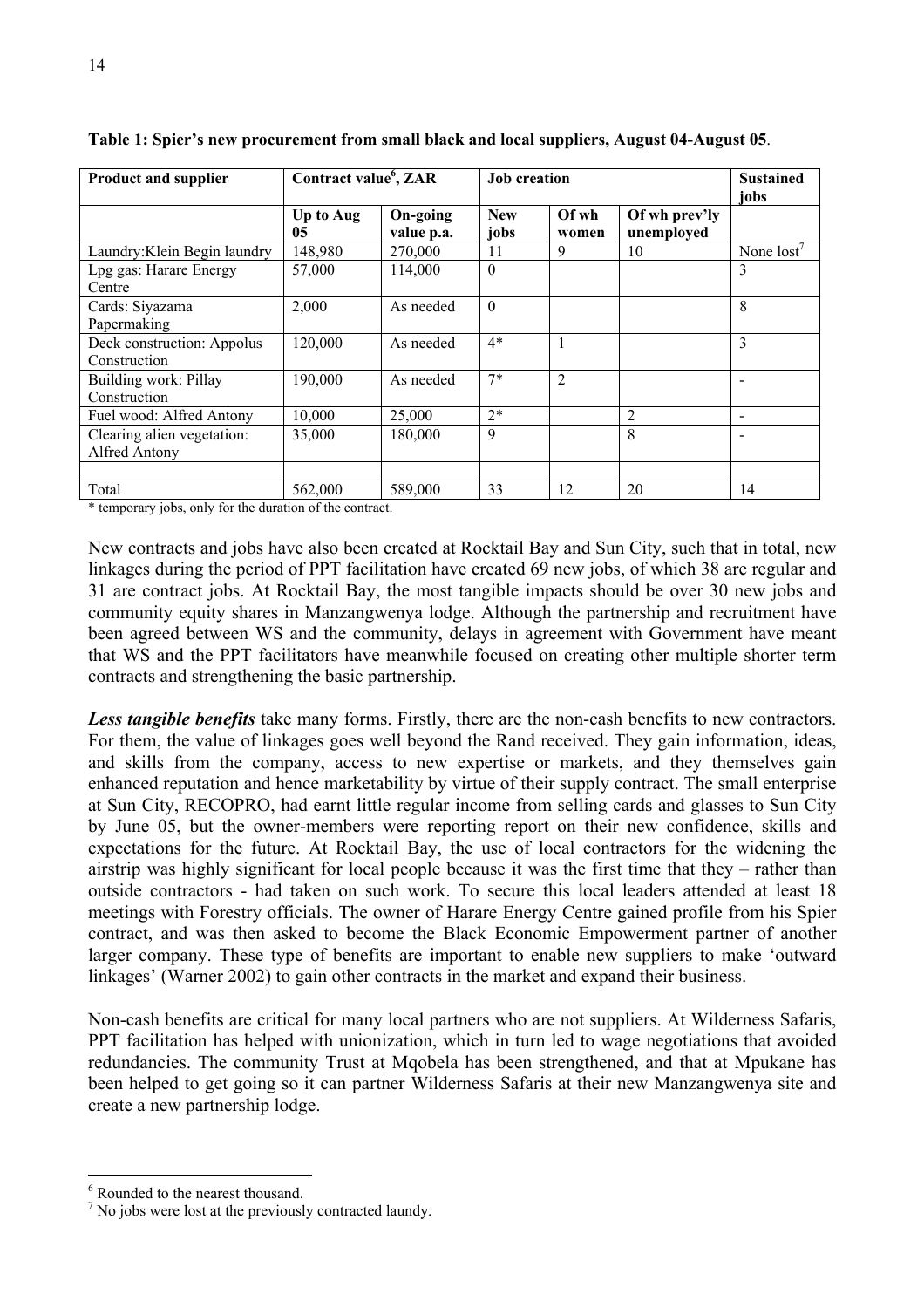**Table 1: Spier's new procurement from small black and local suppliers, August 04-August 05**.

| Product and supplier | Contract value[6], ZAR | | Job creation | | | Sustained jobs |
|---|---|---|---|---|---|---|
| | Up to Aug 05 | On-going value p.a. | New jobs | Of wh women | Of wh prev'ly unemployed | |
| Laundry:Klein Begin laundry | 148,980 | 270,000 | 11 | 9 | 10 | None lost[7] |
| Lpg gas: Harare Energy Centre | 57,000 | 114,000 | 0 | | | 3 |
| Cards: Siyazama Papermaking | 2,000 | As needed | 0 | | | 8 |
| Deck construction: Appolus Construction | 120,000 | As needed | 4* | 1 | | 3 |
| Building work: Pillay Construction | 190,000 | As needed | 7* | 2 | | - |
| Fuel wood: Alfred Antony | 10,000 | 25,000 | 2* | | 2 | - |
| Clearing alien vegetation: Alfred Antony | 35,000 | 180,000 | 9 | | 8 | - |
| | | | | | | |
| Total | 562,000 | 589,000 | 33 | 12 | 20 | 14 |

* temporary jobs, only for the duration of the contract.

New contracts and jobs have also been created at Rocktail Bay and Sun City, such that in total, new linkages during the period of PPT facilitation have created 69 new jobs, of which 38 are regular and 31 are contract jobs. At Rocktail Bay, the most tangible impacts should be over 30 new jobs and community equity shares in Manzangwenya lodge. Although the partnership and recruitment have been agreed between WS and the community, delays in agreement with Government have meant that WS and the PPT facilitators have meanwhile focused on creating other multiple shorter term contracts and strengthening the basic partnership.

***Less tangible benefits*** take many forms. Firstly, there are the non-cash benefits to new contractors. For them, the value of linkages goes well beyond the Rand received. They gain information, ideas, and skills from the company, access to new expertise or markets, and they themselves gain enhanced reputation and hence marketability by virtue of their supply contract. The small enterprise at Sun City, RECOPRO, had earnt little regular income from selling cards and glasses to Sun City by June 05, but the owner-members were reporting report on their new confidence, skills and expectations for the future. At Rocktail Bay, the use of local contractors for the widening the airstrip was highly significant for local people because it was the first time that they – rather than outside contractors - had taken on such work. To secure this local leaders attended at least 18 meetings with Forestry officials. The owner of Harare Energy Centre gained profile from his Spier contract, and was then asked to become the Black Economic Empowerment partner of another larger company. These type of benefits are important to enable new suppliers to make 'outward linkages' (Warner 2002) to gain other contracts in the market and expand their business.

Non-cash benefits are critical for many local partners who are not suppliers. At Wilderness Safaris, PPT facilitation has helped with unionization, which in turn led to wage negotiations that avoided redundancies. The community Trust at Mqobela has been strengthened, and that at Mpukane has been helped to get going so it can partner Wilderness Safaris at their new Manzangwenya site and create a new partnership lodge.

---

[6] Rounded to the nearest thousand.

[7] No jobs were lost at the previously contracted laundy.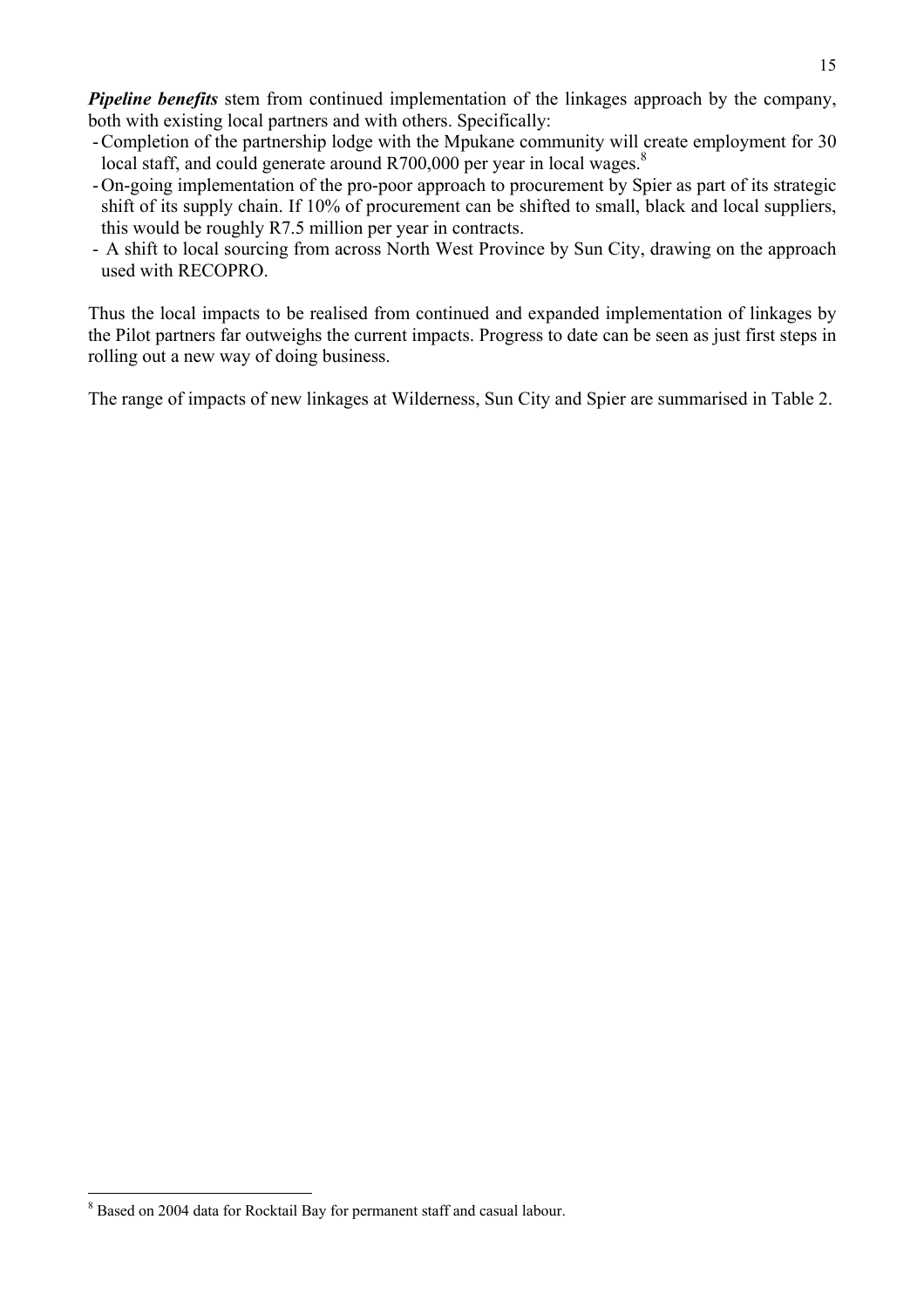***Pipeline benefits*** stem from continued implementation of the linkages approach by the company, both with existing local partners and with others. Specifically:

- Completion of the partnership lodge with the Mpukane community will create employment for 30 local staff, and could generate around R700,000 per year in local wages.[8]
- On-going implementation of the pro-poor approach to procurement by Spier as part of its strategic shift of its supply chain. If 10% of procurement can be shifted to small, black and local suppliers, this would be roughly R7.5 million per year in contracts.
- A shift to local sourcing from across North West Province by Sun City, drawing on the approach used with RECOPRO.

Thus the local impacts to be realised from continued and expanded implementation of linkages by the Pilot partners far outweighs the current impacts. Progress to date can be seen as just first steps in rolling out a new way of doing business.

The range of impacts of new linkages at Wilderness, Sun City and Spier are summarised in Table 2.

[8] Based on 2004 data for Rocktail Bay for permanent staff and casual labour.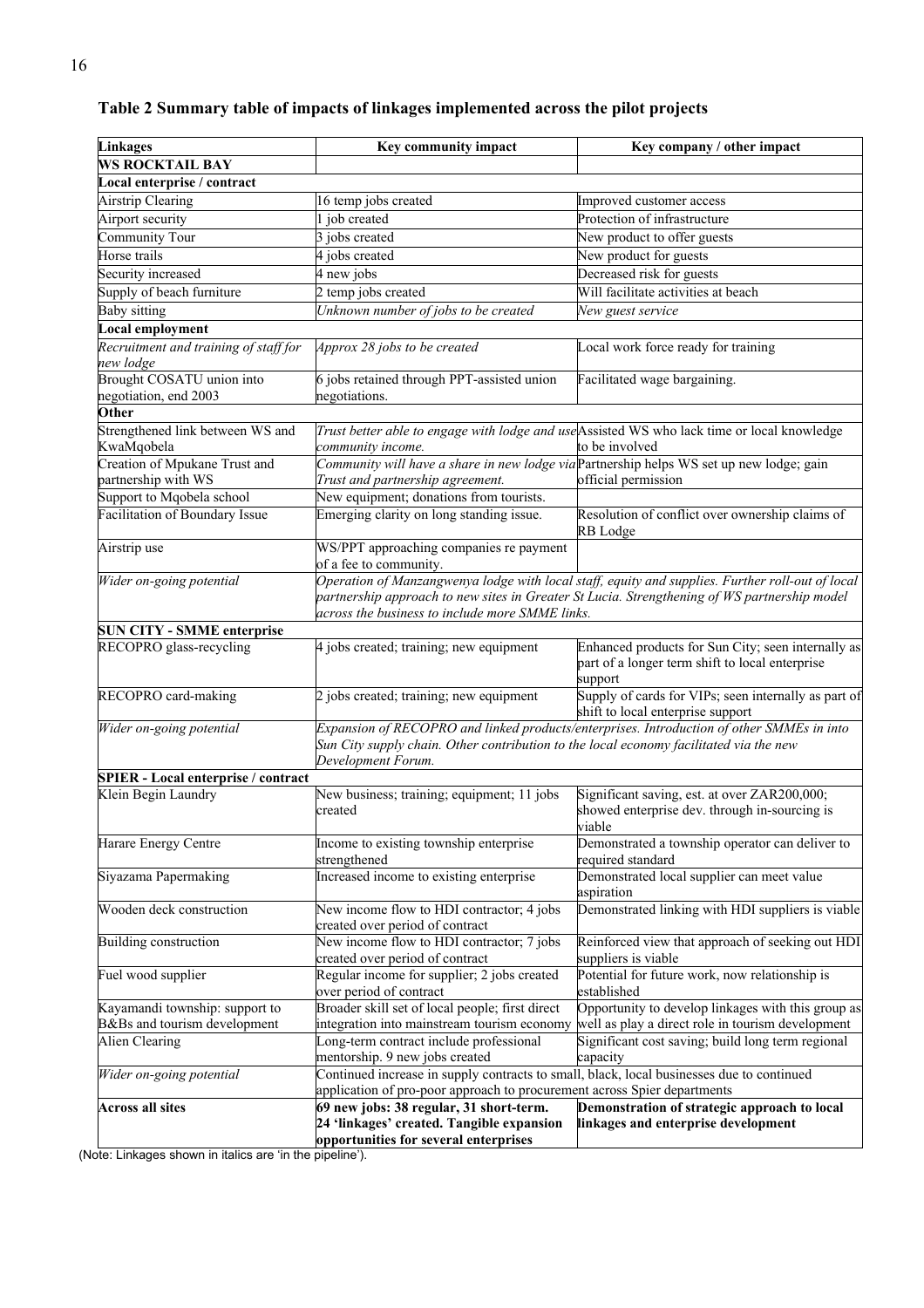**Table 2 Summary table of impacts of linkages implemented across the pilot projects**

| Linkages | Key community impact | Key company / other impact |
|---|---|---|
| **WS ROCKTAIL BAY** | | |
| **Local enterprise / contract** | | |
| Airstrip Clearing | 16 temp jobs created | Improved customer access |
| Airport security | 1 job created | Protection of infrastructure |
| Community Tour | 3 jobs created | New product to offer guests |
| Horse trails | 4 jobs created | New product for guests |
| Security increased | 4 new jobs | Decreased risk for guests |
| Supply of beach furniture | 2 temp jobs created | Will facilitate activities at beach |
| Baby sitting | *Unknown number of jobs to be created* | *New guest service* |
| **Local employment** | | |
| *Recruitment and training of staff for new lodge* | *Approx 28 jobs to be created* | Local work force ready for training |
| Brought COSATU union into negotiation, end 2003 | 6 jobs retained through PPT-assisted union negotiations. | Facilitated wage bargaining. |
| **Other** | | |
| Strengthened link between WS and KwaMqobela | *Trust better able to engage with lodge and use community income.* | Assisted WS who lack time or local knowledge to be involved |
| Creation of Mpukane Trust and partnership with WS | *Community will have a share in new lodge via Trust and partnership agreement.* | Partnership helps WS set up new lodge; gain official permission |
| Support to Mqobela school | New equipment; donations from tourists. | |
| Facilitation of Boundary Issue | Emerging clarity on long standing issue. | Resolution of conflict over ownership claims of RB Lodge |
| Airstrip use | WS/PPT approaching companies re payment of a fee to community. | |
| *Wider on-going potential* | *Operation of Manzangwenya lodge with local staff, equity and supplies. Further roll-out of local partnership approach to new sites in Greater St Lucia. Strengthening of WS partnership model across the business to include more SMME links.* | |
| **SUN CITY - SMME enterprise** | | |
| RECOPRO glass-recycling | 4 jobs created; training; new equipment | Enhanced products for Sun City; seen internally as part of a longer term shift to local enterprise support |
| RECOPRO card-making | 2 jobs created; training; new equipment | Supply of cards for VIPs; seen internally as part of shift to local enterprise support |
| *Wider on-going potential* | *Expansion of RECOPRO and linked products/enterprises. Introduction of other SMMEs in into Sun City supply chain. Other contribution to the local economy facilitated via the new Development Forum.* | |
| **SPIER - Local enterprise / contract** | | |
| Klein Begin Laundry | New business; training; equipment; 11 jobs created | Significant saving, est. at over ZAR200,000; showed enterprise dev. through in-sourcing is viable |
| Harare Energy Centre | Income to existing township enterprise strengthened | Demonstrated a township operator can deliver to required standard |
| Siyazama Papermaking | Increased income to existing enterprise | Demonstrated local supplier can meet value aspiration |
| Wooden deck construction | New income flow to HDI contractor; 4 jobs created over period of contract | Demonstrated linking with HDI suppliers is viable |
| Building construction | New income flow to HDI contractor; 7 jobs created over period of contract | Reinforced view that approach of seeking out HDI suppliers is viable |
| Fuel wood supplier | Regular income for supplier; 2 jobs created over period of contract | Potential for future work, now relationship is established |
| Kayamandi township: support to B&Bs and tourism development | Broader skill set of local people; first direct integration into mainstream tourism economy | Opportunity to develop linkages with this group as well as play a direct role in tourism development |
| Alien Clearing | Long-term contract include professional mentorship. 9 new jobs created | Significant cost saving; build long term regional capacity |
| *Wider on-going potential* | Continued increase in supply contracts to small, black, local businesses due to continued application of pro-poor approach to procurement across Spier departments | |
| **Across all sites** | **69 new jobs: 38 regular, 31 short-term. 24 'linkages' created. Tangible expansion opportunities for several enterprises** | **Demonstration of strategic approach to local linkages and enterprise development** |

(Note: Linkages shown in italics are 'in the pipeline').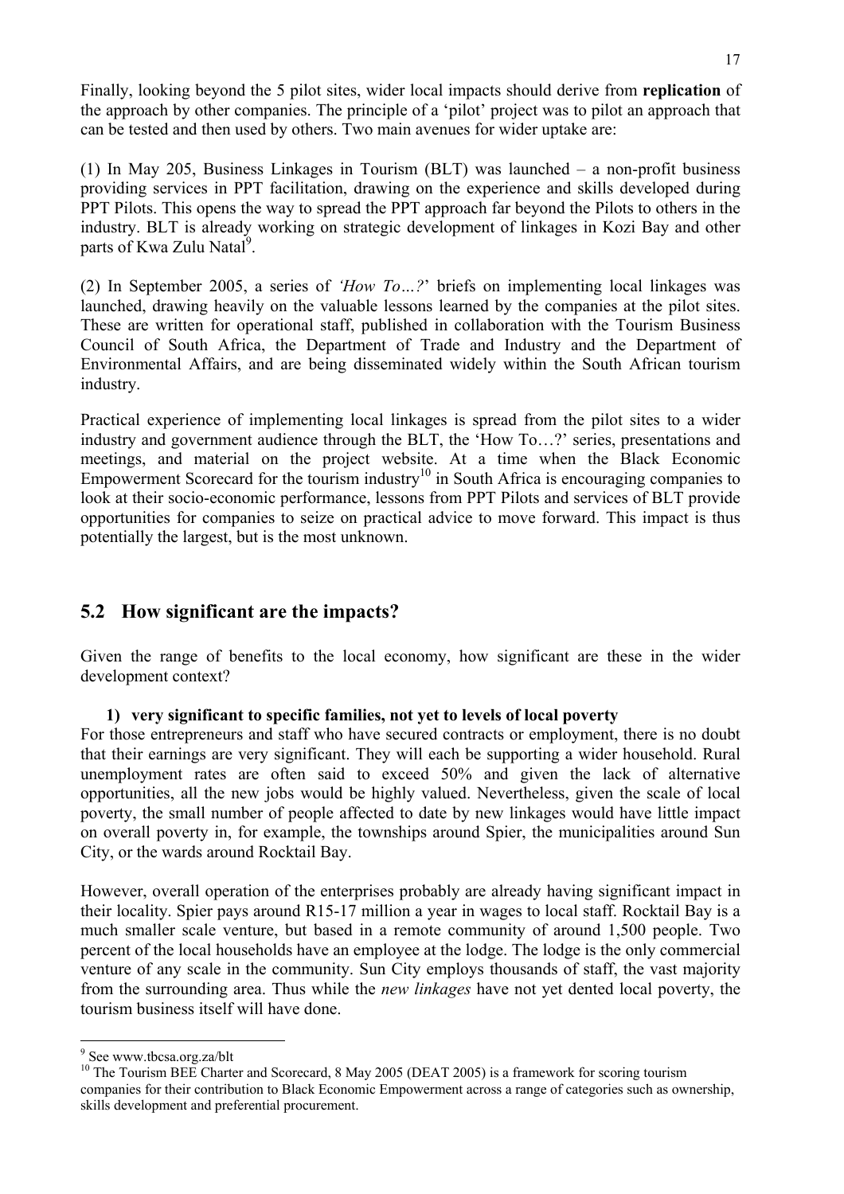Finally, looking beyond the 5 pilot sites, wider local impacts should derive from **replication** of the approach by other companies. The principle of a 'pilot' project was to pilot an approach that can be tested and then used by others. Two main avenues for wider uptake are:

(1) In May 205, Business Linkages in Tourism (BLT) was launched – a non-profit business providing services in PPT facilitation, drawing on the experience and skills developed during PPT Pilots. This opens the way to spread the PPT approach far beyond the Pilots to others in the industry. BLT is already working on strategic development of linkages in Kozi Bay and other parts of Kwa Zulu Natal[9].

(2) In September 2005, a series of *'How To…?'* briefs on implementing local linkages was launched, drawing heavily on the valuable lessons learned by the companies at the pilot sites. These are written for operational staff, published in collaboration with the Tourism Business Council of South Africa, the Department of Trade and Industry and the Department of Environmental Affairs, and are being disseminated widely within the South African tourism industry.

Practical experience of implementing local linkages is spread from the pilot sites to a wider industry and government audience through the BLT, the 'How To…?' series, presentations and meetings, and material on the project website. At a time when the Black Economic Empowerment Scorecard for the tourism industry[10] in South Africa is encouraging companies to look at their socio-economic performance, lessons from PPT Pilots and services of BLT provide opportunities for companies to seize on practical advice to move forward. This impact is thus potentially the largest, but is the most unknown.

## 5.2 How significant are the impacts?

Given the range of benefits to the local economy, how significant are these in the wider development context?

**1) very significant to specific families, not yet to levels of local poverty**

For those entrepreneurs and staff who have secured contracts or employment, there is no doubt that their earnings are very significant. They will each be supporting a wider household. Rural unemployment rates are often said to exceed 50% and given the lack of alternative opportunities, all the new jobs would be highly valued. Nevertheless, given the scale of local poverty, the small number of people affected to date by new linkages would have little impact on overall poverty in, for example, the townships around Spier, the municipalities around Sun City, or the wards around Rocktail Bay.

However, overall operation of the enterprises probably are already having significant impact in their locality. Spier pays around R15-17 million a year in wages to local staff. Rocktail Bay is a much smaller scale venture, but based in a remote community of around 1,500 people. Two percent of the local households have an employee at the lodge. The lodge is the only commercial venture of any scale in the community. Sun City employs thousands of staff, the vast majority from the surrounding area. Thus while the *new linkages* have not yet dented local poverty, the tourism business itself will have done.

---

[9] See www.tbcsa.org.za/blt

[10] The Tourism BEE Charter and Scorecard, 8 May 2005 (DEAT 2005) is a framework for scoring tourism companies for their contribution to Black Economic Empowerment across a range of categories such as ownership, skills development and preferential procurement.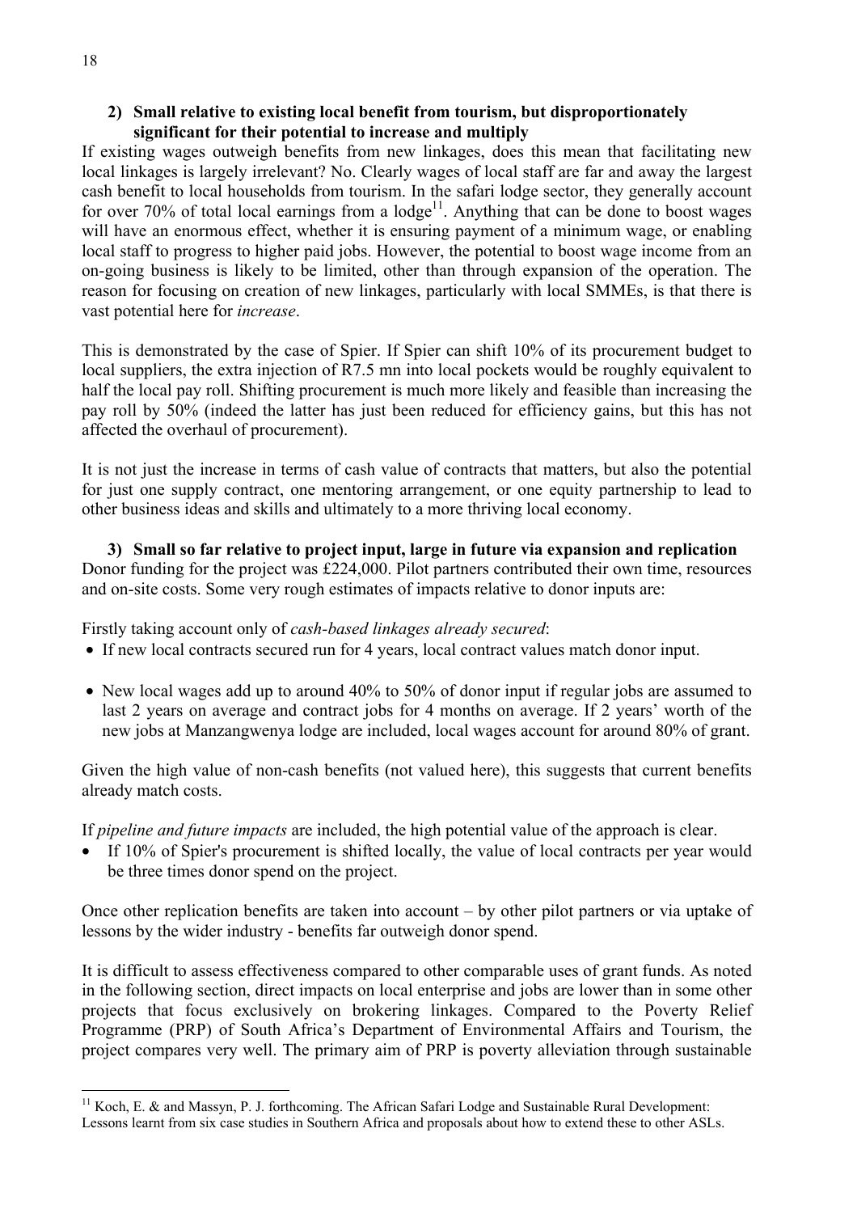**2) Small relative to existing local benefit from tourism, but disproportionately significant for their potential to increase and multiply**

If existing wages outweigh benefits from new linkages, does this mean that facilitating new local linkages is largely irrelevant? No. Clearly wages of local staff are far and away the largest cash benefit to local households from tourism. In the safari lodge sector, they generally account for over 70% of total local earnings from a lodge[11]. Anything that can be done to boost wages will have an enormous effect, whether it is ensuring payment of a minimum wage, or enabling local staff to progress to higher paid jobs. However, the potential to boost wage income from an on-going business is likely to be limited, other than through expansion of the operation. The reason for focusing on creation of new linkages, particularly with local SMMEs, is that there is vast potential here for *increase*.

This is demonstrated by the case of Spier. If Spier can shift 10% of its procurement budget to local suppliers, the extra injection of R7.5 mn into local pockets would be roughly equivalent to half the local pay roll. Shifting procurement is much more likely and feasible than increasing the pay roll by 50% (indeed the latter has just been reduced for efficiency gains, but this has not affected the overhaul of procurement).

It is not just the increase in terms of cash value of contracts that matters, but also the potential for just one supply contract, one mentoring arrangement, or one equity partnership to lead to other business ideas and skills and ultimately to a more thriving local economy.

**3) Small so far relative to project input, large in future via expansion and replication**

Donor funding for the project was £224,000. Pilot partners contributed their own time, resources and on-site costs. Some very rough estimates of impacts relative to donor inputs are:

Firstly taking account only of *cash-based linkages already secured*:

- If new local contracts secured run for 4 years, local contract values match donor input.
- New local wages add up to around 40% to 50% of donor input if regular jobs are assumed to last 2 years on average and contract jobs for 4 months on average. If 2 years' worth of the new jobs at Manzangwenya lodge are included, local wages account for around 80% of grant.

Given the high value of non-cash benefits (not valued here), this suggests that current benefits already match costs.

If *pipeline and future impacts* are included, the high potential value of the approach is clear.

- If 10% of Spier's procurement is shifted locally, the value of local contracts per year would be three times donor spend on the project.

Once other replication benefits are taken into account – by other pilot partners or via uptake of lessons by the wider industry - benefits far outweigh donor spend.

It is difficult to assess effectiveness compared to other comparable uses of grant funds. As noted in the following section, direct impacts on local enterprise and jobs are lower than in some other projects that focus exclusively on brokering linkages. Compared to the Poverty Relief Programme (PRP) of South Africa's Department of Environmental Affairs and Tourism, the project compares very well. The primary aim of PRP is poverty alleviation through sustainable

---

[11] Koch, E. & and Massyn, P. J. forthcoming. The African Safari Lodge and Sustainable Rural Development: Lessons learnt from six case studies in Southern Africa and proposals about how to extend these to other ASLs.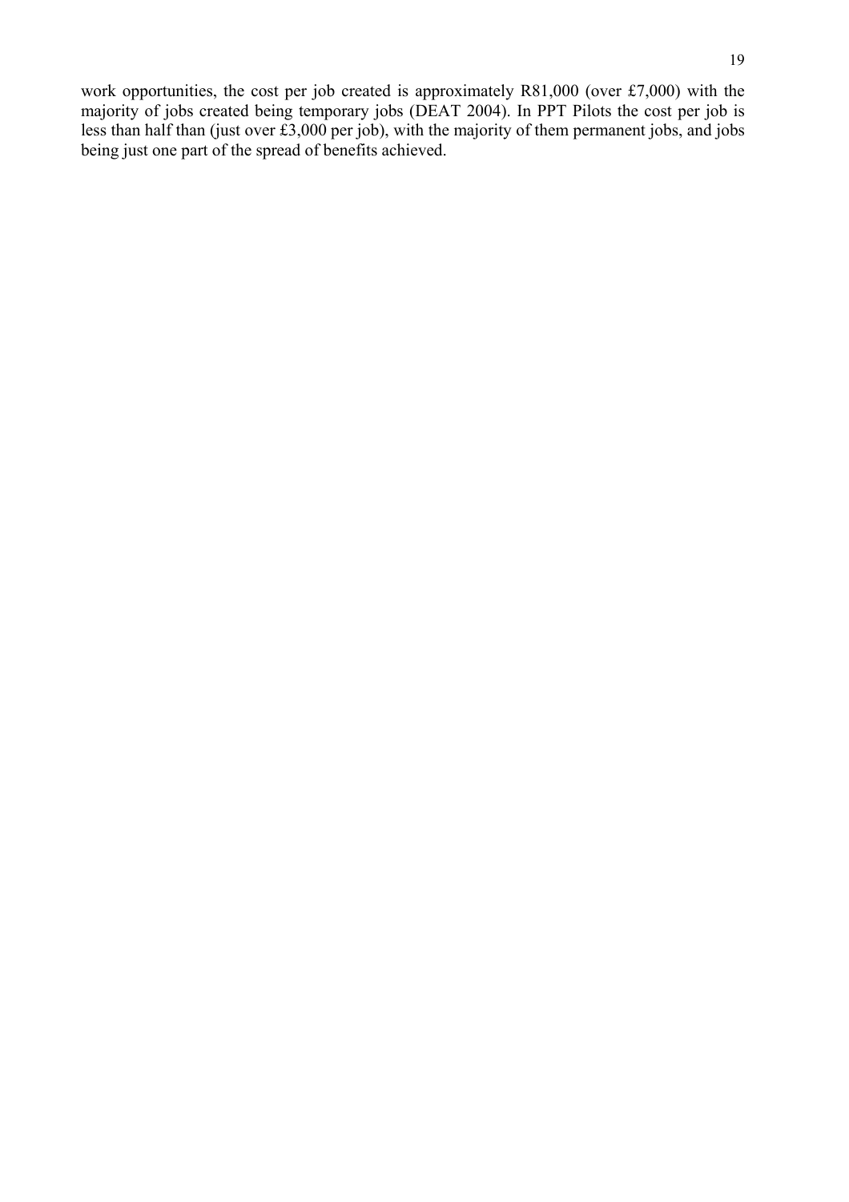work opportunities, the cost per job created is approximately R81,000 (over £7,000) with the majority of jobs created being temporary jobs (DEAT 2004). In PPT Pilots the cost per job is less than half than (just over £3,000 per job), with the majority of them permanent jobs, and jobs being just one part of the spread of benefits achieved.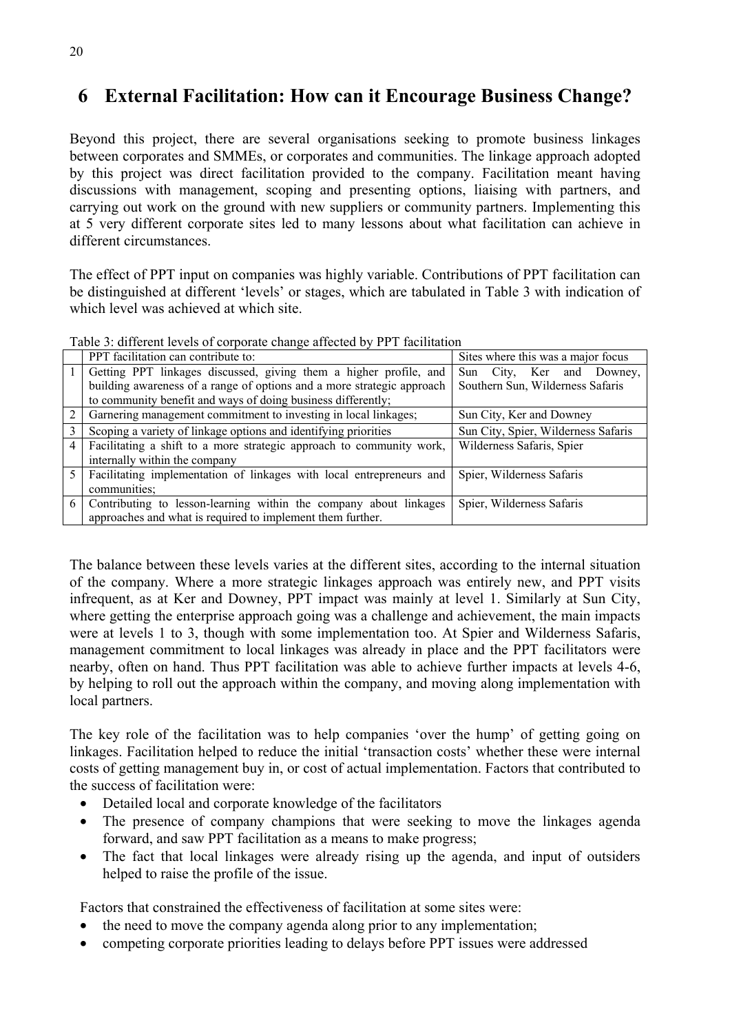# 6 External Facilitation: How can it Encourage Business Change?

Beyond this project, there are several organisations seeking to promote business linkages between corporates and SMMEs, or corporates and communities. The linkage approach adopted by this project was direct facilitation provided to the company. Facilitation meant having discussions with management, scoping and presenting options, liaising with partners, and carrying out work on the ground with new suppliers or community partners. Implementing this at 5 very different corporate sites led to many lessons about what facilitation can achieve in different circumstances.

The effect of PPT input on companies was highly variable. Contributions of PPT facilitation can be distinguished at different 'levels' or stages, which are tabulated in Table 3 with indication of which level was achieved at which site.

Table 3: different levels of corporate change affected by PPT facilitation

| | PPT facilitation can contribute to: | Sites where this was a major focus |
|---|---|---|
| 1 | Getting PPT linkages discussed, giving them a higher profile, and building awareness of a range of options and a more strategic approach to community benefit and ways of doing business differently; | Sun City, Ker and Downey, Southern Sun, Wilderness Safaris |
| 2 | Garnering management commitment to investing in local linkages; | Sun City, Ker and Downey |
| 3 | Scoping a variety of linkage options and identifying priorities | Sun City, Spier, Wilderness Safaris |
| 4 | Facilitating a shift to a more strategic approach to community work, internally within the company | Wilderness Safaris, Spier |
| 5 | Facilitating implementation of linkages with local entrepreneurs and communities; | Spier, Wilderness Safaris |
| 6 | Contributing to lesson-learning within the company about linkages approaches and what is required to implement them further. | Spier, Wilderness Safaris |

The balance between these levels varies at the different sites, according to the internal situation of the company. Where a more strategic linkages approach was entirely new, and PPT visits infrequent, as at Ker and Downey, PPT impact was mainly at level 1. Similarly at Sun City, where getting the enterprise approach going was a challenge and achievement, the main impacts were at levels 1 to 3, though with some implementation too. At Spier and Wilderness Safaris, management commitment to local linkages was already in place and the PPT facilitators were nearby, often on hand. Thus PPT facilitation was able to achieve further impacts at levels 4-6, by helping to roll out the approach within the company, and moving along implementation with local partners.

The key role of the facilitation was to help companies 'over the hump' of getting going on linkages. Facilitation helped to reduce the initial 'transaction costs' whether these were internal costs of getting management buy in, or cost of actual implementation. Factors that contributed to the success of facilitation were:

- Detailed local and corporate knowledge of the facilitators
- The presence of company champions that were seeking to move the linkages agenda forward, and saw PPT facilitation as a means to make progress;
- The fact that local linkages were already rising up the agenda, and input of outsiders helped to raise the profile of the issue.

Factors that constrained the effectiveness of facilitation at some sites were:

- the need to move the company agenda along prior to any implementation;
- competing corporate priorities leading to delays before PPT issues were addressed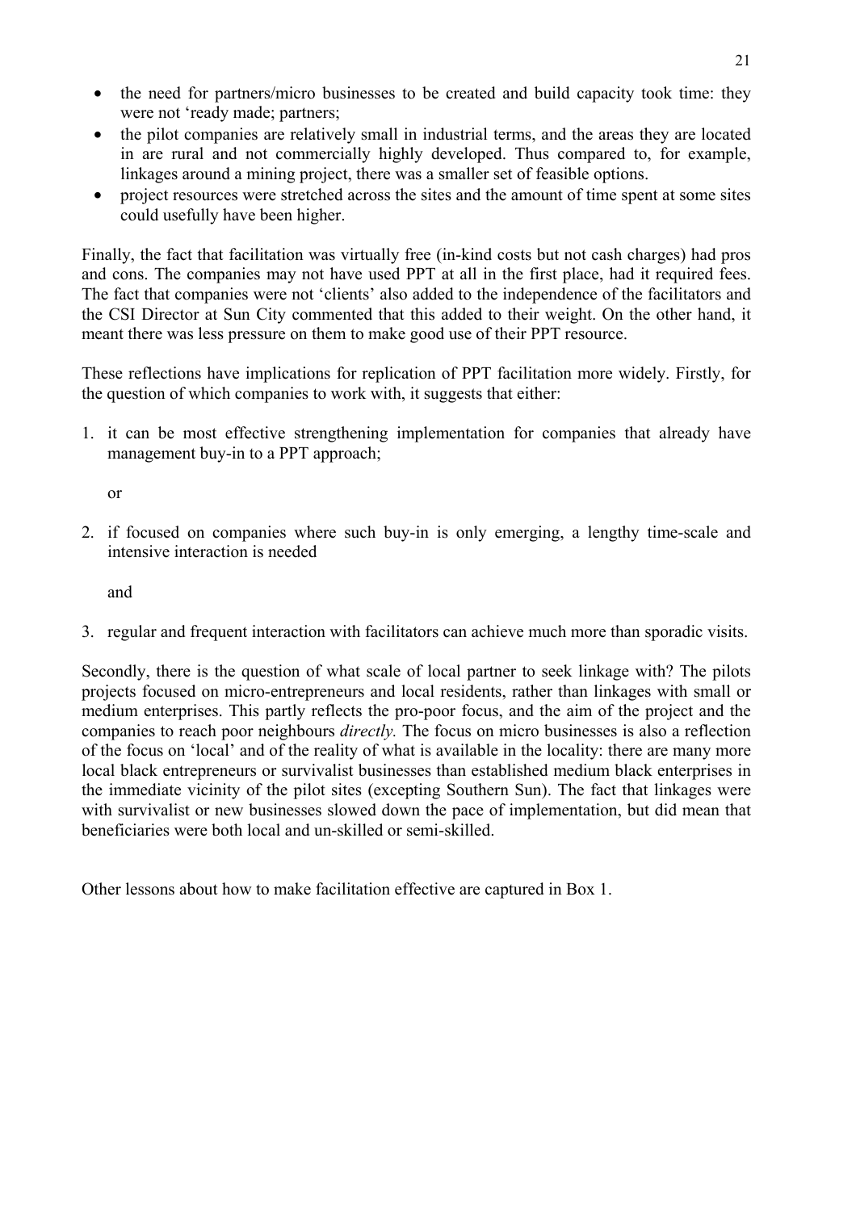- the need for partners/micro businesses to be created and build capacity took time: they were not 'ready made; partners;
- the pilot companies are relatively small in industrial terms, and the areas they are located in are rural and not commercially highly developed. Thus compared to, for example, linkages around a mining project, there was a smaller set of feasible options.
- project resources were stretched across the sites and the amount of time spent at some sites could usefully have been higher.

Finally, the fact that facilitation was virtually free (in-kind costs but not cash charges) had pros and cons. The companies may not have used PPT at all in the first place, had it required fees. The fact that companies were not 'clients' also added to the independence of the facilitators and the CSI Director at Sun City commented that this added to their weight. On the other hand, it meant there was less pressure on them to make good use of their PPT resource.

These reflections have implications for replication of PPT facilitation more widely. Firstly, for the question of which companies to work with, it suggests that either:

1. it can be most effective strengthening implementation for companies that already have management buy-in to a PPT approach;

   or

2. if focused on companies where such buy-in is only emerging, a lengthy time-scale and intensive interaction is needed

   and

3. regular and frequent interaction with facilitators can achieve much more than sporadic visits.

Secondly, there is the question of what scale of local partner to seek linkage with? The pilots projects focused on micro-entrepreneurs and local residents, rather than linkages with small or medium enterprises. This partly reflects the pro-poor focus, and the aim of the project and the companies to reach poor neighbours *directly.* The focus on micro businesses is also a reflection of the focus on 'local' and of the reality of what is available in the locality: there are many more local black entrepreneurs or survivalist businesses than established medium black enterprises in the immediate vicinity of the pilot sites (excepting Southern Sun). The fact that linkages were with survivalist or new businesses slowed down the pace of implementation, but did mean that beneficiaries were both local and un-skilled or semi-skilled.

Other lessons about how to make facilitation effective are captured in Box 1.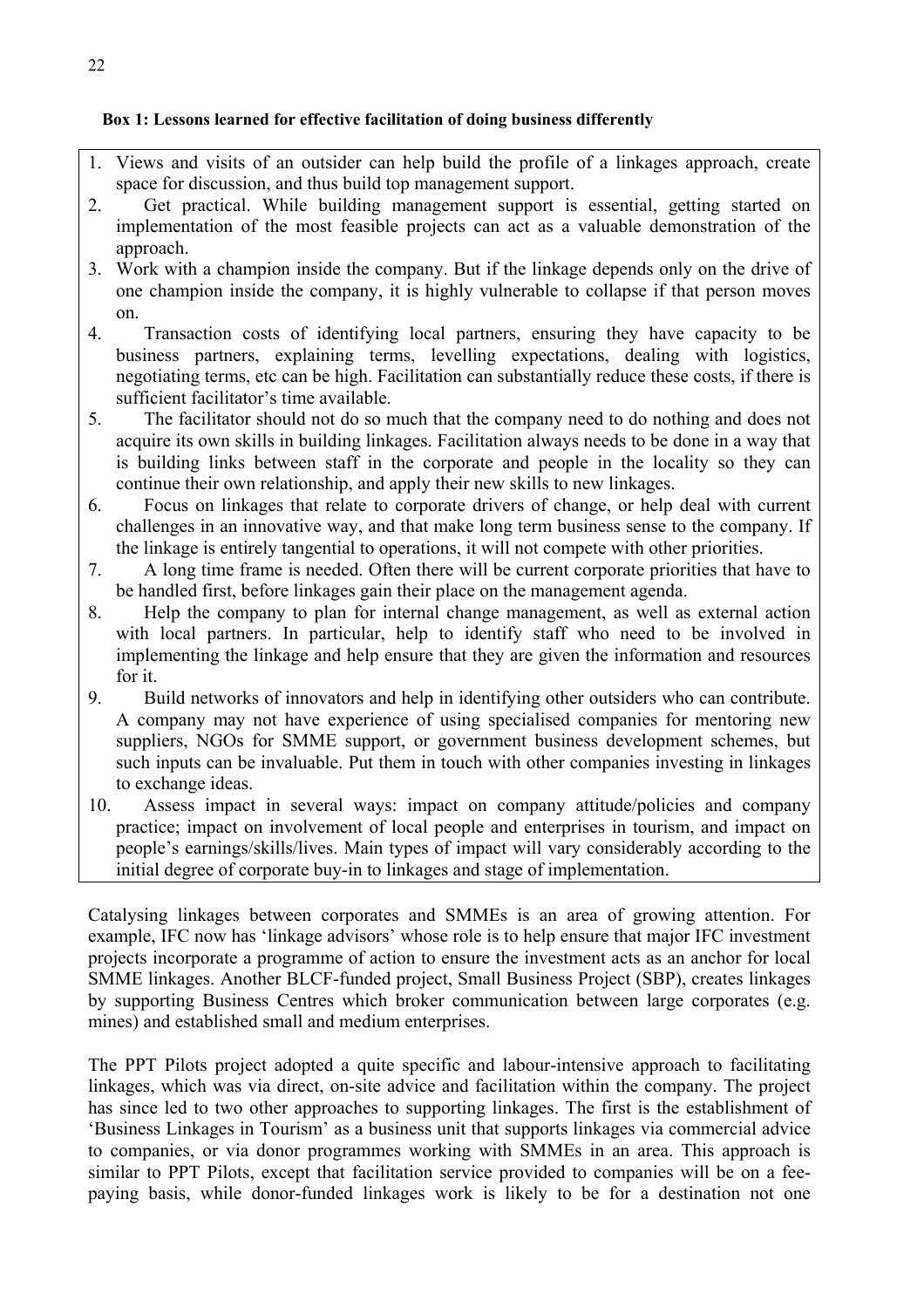**Box 1: Lessons learned for effective facilitation of doing business differently**

1. Views and visits of an outsider can help build the profile of a linkages approach, create space for discussion, and thus build top management support.
2. Get practical. While building management support is essential, getting started on implementation of the most feasible projects can act as a valuable demonstration of the approach.
3. Work with a champion inside the company. But if the linkage depends only on the drive of one champion inside the company, it is highly vulnerable to collapse if that person moves on.
4. Transaction costs of identifying local partners, ensuring they have capacity to be business partners, explaining terms, levelling expectations, dealing with logistics, negotiating terms, etc can be high. Facilitation can substantially reduce these costs, if there is sufficient facilitator's time available.
5. The facilitator should not do so much that the company need to do nothing and does not acquire its own skills in building linkages. Facilitation always needs to be done in a way that is building links between staff in the corporate and people in the locality so they can continue their own relationship, and apply their new skills to new linkages.
6. Focus on linkages that relate to corporate drivers of change, or help deal with current challenges in an innovative way, and that make long term business sense to the company. If the linkage is entirely tangential to operations, it will not compete with other priorities.
7. A long time frame is needed. Often there will be current corporate priorities that have to be handled first, before linkages gain their place on the management agenda.
8. Help the company to plan for internal change management, as well as external action with local partners. In particular, help to identify staff who need to be involved in implementing the linkage and help ensure that they are given the information and resources for it.
9. Build networks of innovators and help in identifying other outsiders who can contribute. A company may not have experience of using specialised companies for mentoring new suppliers, NGOs for SMME support, or government business development schemes, but such inputs can be invaluable. Put them in touch with other companies investing in linkages to exchange ideas.
10. Assess impact in several ways: impact on company attitude/policies and company practice; impact on involvement of local people and enterprises in tourism, and impact on people's earnings/skills/lives. Main types of impact will vary considerably according to the initial degree of corporate buy-in to linkages and stage of implementation.

Catalysing linkages between corporates and SMMEs is an area of growing attention. For example, IFC now has 'linkage advisors' whose role is to help ensure that major IFC investment projects incorporate a programme of action to ensure the investment acts as an anchor for local SMME linkages. Another BLCF-funded project, Small Business Project (SBP), creates linkages by supporting Business Centres which broker communication between large corporates (e.g. mines) and established small and medium enterprises.

The PPT Pilots project adopted a quite specific and labour-intensive approach to facilitating linkages, which was via direct, on-site advice and facilitation within the company. The project has since led to two other approaches to supporting linkages. The first is the establishment of 'Business Linkages in Tourism' as a business unit that supports linkages via commercial advice to companies, or via donor programmes working with SMMEs in an area. This approach is similar to PPT Pilots, except that facilitation service provided to companies will be on a fee-paying basis, while donor-funded linkages work is likely to be for a destination not one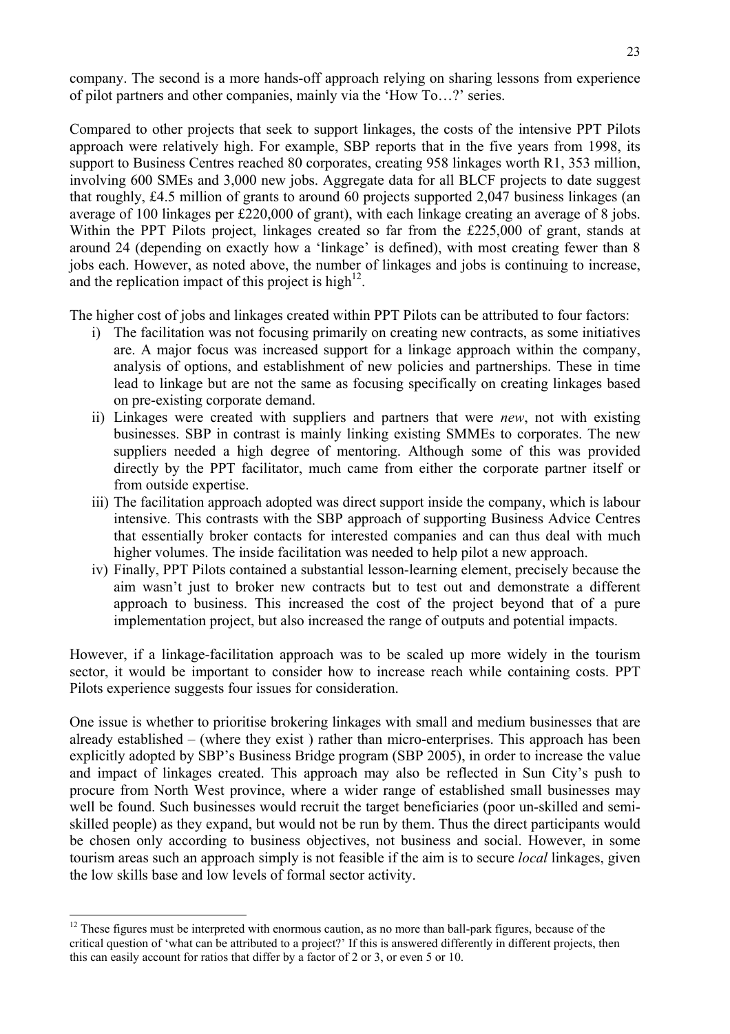company. The second is a more hands-off approach relying on sharing lessons from experience of pilot partners and other companies, mainly via the 'How To…?' series.

Compared to other projects that seek to support linkages, the costs of the intensive PPT Pilots approach were relatively high. For example, SBP reports that in the five years from 1998, its support to Business Centres reached 80 corporates, creating 958 linkages worth R1, 353 million, involving 600 SMEs and 3,000 new jobs. Aggregate data for all BLCF projects to date suggest that roughly, £4.5 million of grants to around 60 projects supported 2,047 business linkages (an average of 100 linkages per £220,000 of grant), with each linkage creating an average of 8 jobs. Within the PPT Pilots project, linkages created so far from the £225,000 of grant, stands at around 24 (depending on exactly how a 'linkage' is defined), with most creating fewer than 8 jobs each. However, as noted above, the number of linkages and jobs is continuing to increase, and the replication impact of this project is high[12].

The higher cost of jobs and linkages created within PPT Pilots can be attributed to four factors:

i) The facilitation was not focusing primarily on creating new contracts, as some initiatives are. A major focus was increased support for a linkage approach within the company, analysis of options, and establishment of new policies and partnerships. These in time lead to linkage but are not the same as focusing specifically on creating linkages based on pre-existing corporate demand.
ii) Linkages were created with suppliers and partners that were *new*, not with existing businesses. SBP in contrast is mainly linking existing SMMEs to corporates. The new suppliers needed a high degree of mentoring. Although some of this was provided directly by the PPT facilitator, much came from either the corporate partner itself or from outside expertise.
iii) The facilitation approach adopted was direct support inside the company, which is labour intensive. This contrasts with the SBP approach of supporting Business Advice Centres that essentially broker contacts for interested companies and can thus deal with much higher volumes. The inside facilitation was needed to help pilot a new approach.
iv) Finally, PPT Pilots contained a substantial lesson-learning element, precisely because the aim wasn't just to broker new contracts but to test out and demonstrate a different approach to business. This increased the cost of the project beyond that of a pure implementation project, but also increased the range of outputs and potential impacts.

However, if a linkage-facilitation approach was to be scaled up more widely in the tourism sector, it would be important to consider how to increase reach while containing costs. PPT Pilots experience suggests four issues for consideration.

One issue is whether to prioritise brokering linkages with small and medium businesses that are already established – (where they exist ) rather than micro-enterprises. This approach has been explicitly adopted by SBP's Business Bridge program (SBP 2005), in order to increase the value and impact of linkages created. This approach may also be reflected in Sun City's push to procure from North West province, where a wider range of established small businesses may well be found. Such businesses would recruit the target beneficiaries (poor un-skilled and semi-skilled people) as they expand, but would not be run by them. Thus the direct participants would be chosen only according to business objectives, not business and social. However, in some tourism areas such an approach simply is not feasible if the aim is to secure *local* linkages, given the low skills base and low levels of formal sector activity.

---

[12] These figures must be interpreted with enormous caution, as no more than ball-park figures, because of the critical question of 'what can be attributed to a project?' If this is answered differently in different projects, then this can easily account for ratios that differ by a factor of 2 or 3, or even 5 or 10.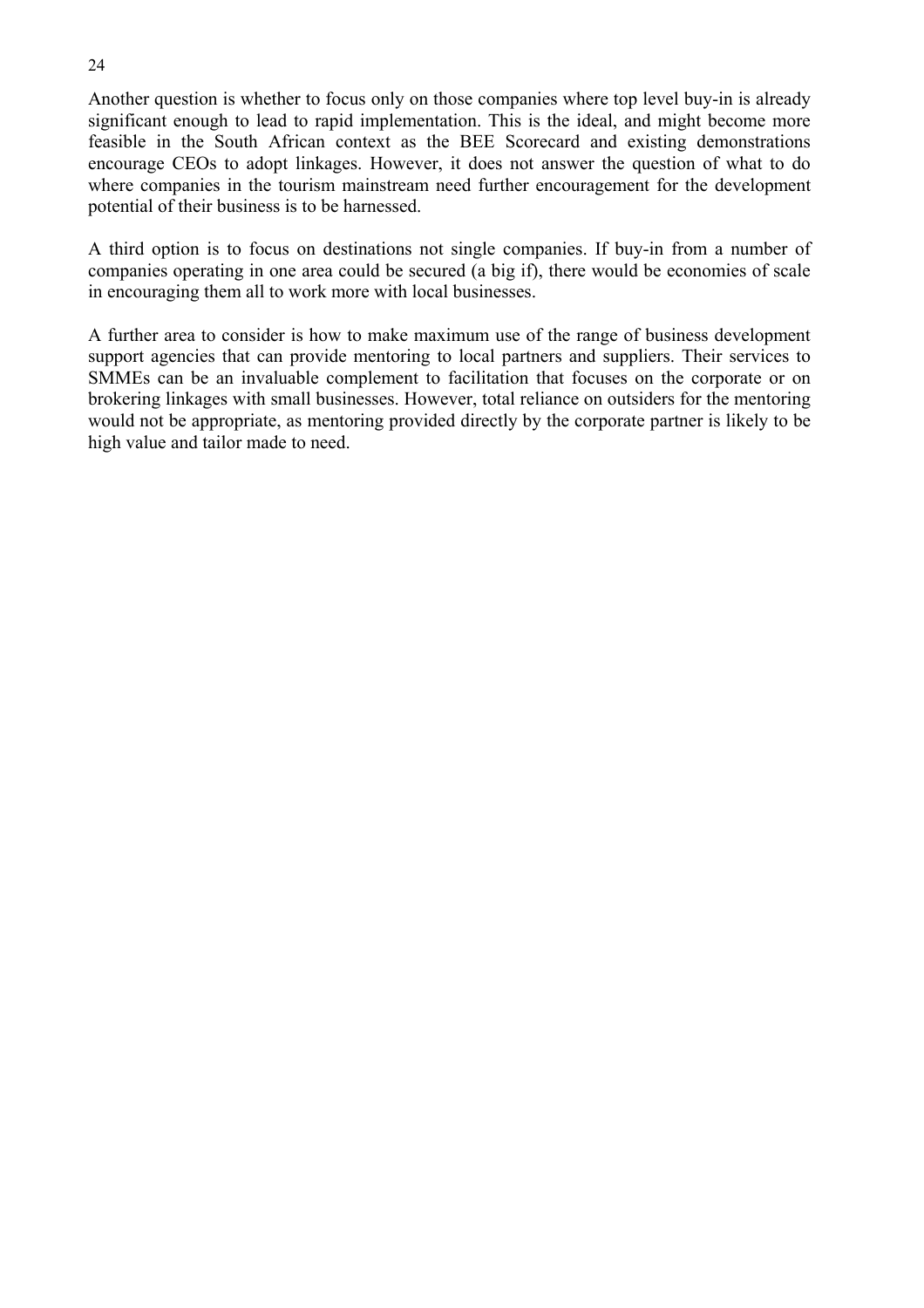Another question is whether to focus only on those companies where top level buy-in is already significant enough to lead to rapid implementation. This is the ideal, and might become more feasible in the South African context as the BEE Scorecard and existing demonstrations encourage CEOs to adopt linkages. However, it does not answer the question of what to do where companies in the tourism mainstream need further encouragement for the development potential of their business is to be harnessed.

A third option is to focus on destinations not single companies. If buy-in from a number of companies operating in one area could be secured (a big if), there would be economies of scale in encouraging them all to work more with local businesses.

A further area to consider is how to make maximum use of the range of business development support agencies that can provide mentoring to local partners and suppliers. Their services to SMMEs can be an invaluable complement to facilitation that focuses on the corporate or on brokering linkages with small businesses. However, total reliance on outsiders for the mentoring would not be appropriate, as mentoring provided directly by the corporate partner is likely to be high value and tailor made to need.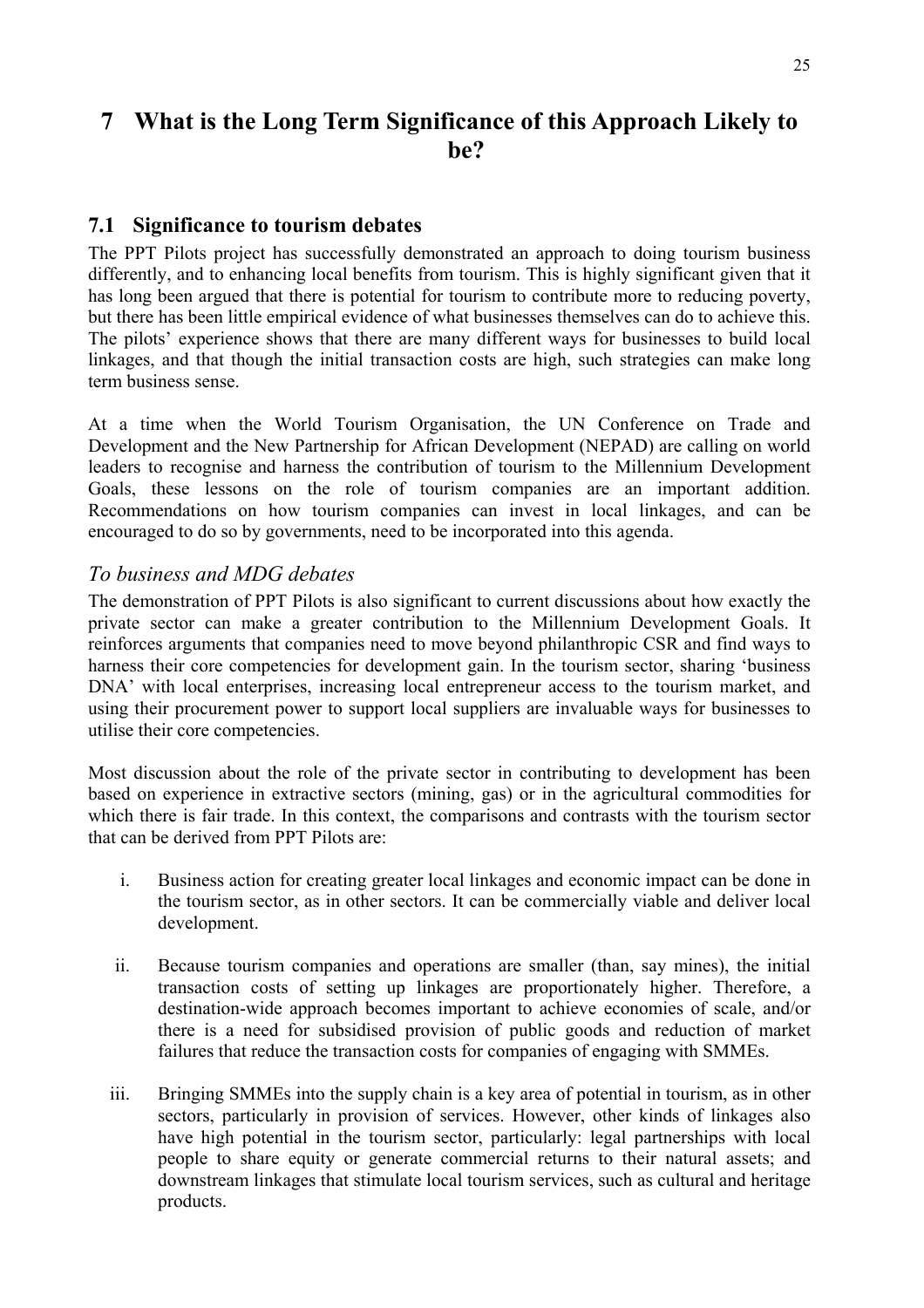# 7 What is the Long Term Significance of this Approach Likely to be?

## 7.1 Significance to tourism debates

The PPT Pilots project has successfully demonstrated an approach to doing tourism business differently, and to enhancing local benefits from tourism. This is highly significant given that it has long been argued that there is potential for tourism to contribute more to reducing poverty, but there has been little empirical evidence of what businesses themselves can do to achieve this. The pilots' experience shows that there are many different ways for businesses to build local linkages, and that though the initial transaction costs are high, such strategies can make long term business sense.

At a time when the World Tourism Organisation, the UN Conference on Trade and Development and the New Partnership for African Development (NEPAD) are calling on world leaders to recognise and harness the contribution of tourism to the Millennium Development Goals, these lessons on the role of tourism companies are an important addition. Recommendations on how tourism companies can invest in local linkages, and can be encouraged to do so by governments, need to be incorporated into this agenda.

### *To business and MDG debates*

The demonstration of PPT Pilots is also significant to current discussions about how exactly the private sector can make a greater contribution to the Millennium Development Goals. It reinforces arguments that companies need to move beyond philanthropic CSR and find ways to harness their core competencies for development gain. In the tourism sector, sharing 'business DNA' with local enterprises, increasing local entrepreneur access to the tourism market, and using their procurement power to support local suppliers are invaluable ways for businesses to utilise their core competencies.

Most discussion about the role of the private sector in contributing to development has been based on experience in extractive sectors (mining, gas) or in the agricultural commodities for which there is fair trade. In this context, the comparisons and contrasts with the tourism sector that can be derived from PPT Pilots are:

i. Business action for creating greater local linkages and economic impact can be done in the tourism sector, as in other sectors. It can be commercially viable and deliver local development.

ii. Because tourism companies and operations are smaller (than, say mines), the initial transaction costs of setting up linkages are proportionately higher. Therefore, a destination-wide approach becomes important to achieve economies of scale, and/or there is a need for subsidised provision of public goods and reduction of market failures that reduce the transaction costs for companies of engaging with SMMEs.

iii. Bringing SMMEs into the supply chain is a key area of potential in tourism, as in other sectors, particularly in provision of services. However, other kinds of linkages also have high potential in the tourism sector, particularly: legal partnerships with local people to share equity or generate commercial returns to their natural assets; and downstream linkages that stimulate local tourism services, such as cultural and heritage products.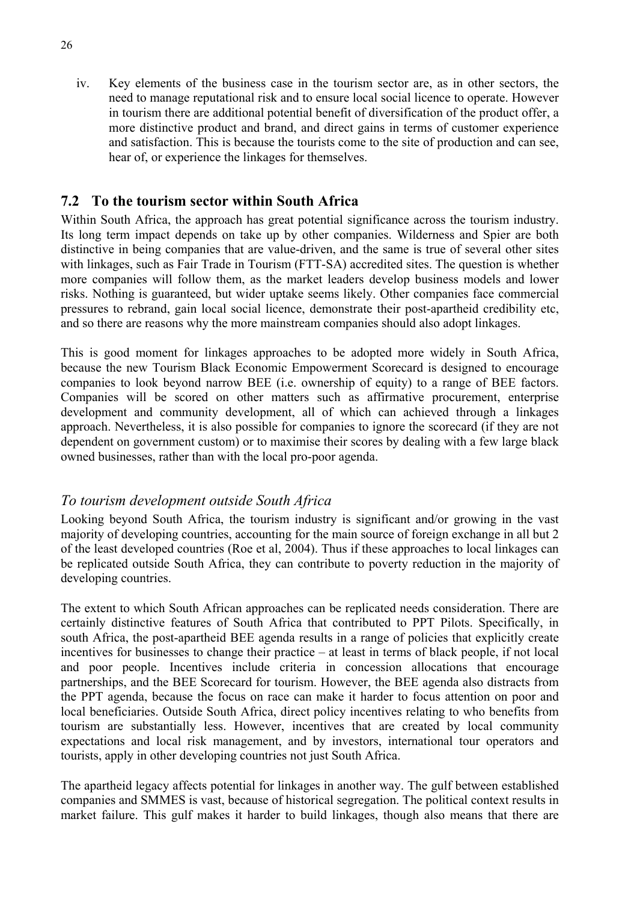iv. Key elements of the business case in the tourism sector are, as in other sectors, the need to manage reputational risk and to ensure local social licence to operate. However in tourism there are additional potential benefit of diversification of the product offer, a more distinctive product and brand, and direct gains in terms of customer experience and satisfaction. This is because the tourists come to the site of production and can see, hear of, or experience the linkages for themselves.

## 7.2 To the tourism sector within South Africa

Within South Africa, the approach has great potential significance across the tourism industry. Its long term impact depends on take up by other companies. Wilderness and Spier are both distinctive in being companies that are value-driven, and the same is true of several other sites with linkages, such as Fair Trade in Tourism (FTT-SA) accredited sites. The question is whether more companies will follow them, as the market leaders develop business models and lower risks. Nothing is guaranteed, but wider uptake seems likely. Other companies face commercial pressures to rebrand, gain local social licence, demonstrate their post-apartheid credibility etc, and so there are reasons why the more mainstream companies should also adopt linkages.

This is good moment for linkages approaches to be adopted more widely in South Africa, because the new Tourism Black Economic Empowerment Scorecard is designed to encourage companies to look beyond narrow BEE (i.e. ownership of equity) to a range of BEE factors. Companies will be scored on other matters such as affirmative procurement, enterprise development and community development, all of which can achieved through a linkages approach. Nevertheless, it is also possible for companies to ignore the scorecard (if they are not dependent on government custom) or to maximise their scores by dealing with a few large black owned businesses, rather than with the local pro-poor agenda.

### *To tourism development outside South Africa*

Looking beyond South Africa, the tourism industry is significant and/or growing in the vast majority of developing countries, accounting for the main source of foreign exchange in all but 2 of the least developed countries (Roe et al, 2004). Thus if these approaches to local linkages can be replicated outside South Africa, they can contribute to poverty reduction in the majority of developing countries.

The extent to which South African approaches can be replicated needs consideration. There are certainly distinctive features of South Africa that contributed to PPT Pilots. Specifically, in south Africa, the post-apartheid BEE agenda results in a range of policies that explicitly create incentives for businesses to change their practice – at least in terms of black people, if not local and poor people. Incentives include criteria in concession allocations that encourage partnerships, and the BEE Scorecard for tourism. However, the BEE agenda also distracts from the PPT agenda, because the focus on race can make it harder to focus attention on poor and local beneficiaries. Outside South Africa, direct policy incentives relating to who benefits from tourism are substantially less. However, incentives that are created by local community expectations and local risk management, and by investors, international tour operators and tourists, apply in other developing countries not just South Africa.

The apartheid legacy affects potential for linkages in another way. The gulf between established companies and SMMES is vast, because of historical segregation. The political context results in market failure. This gulf makes it harder to build linkages, though also means that there are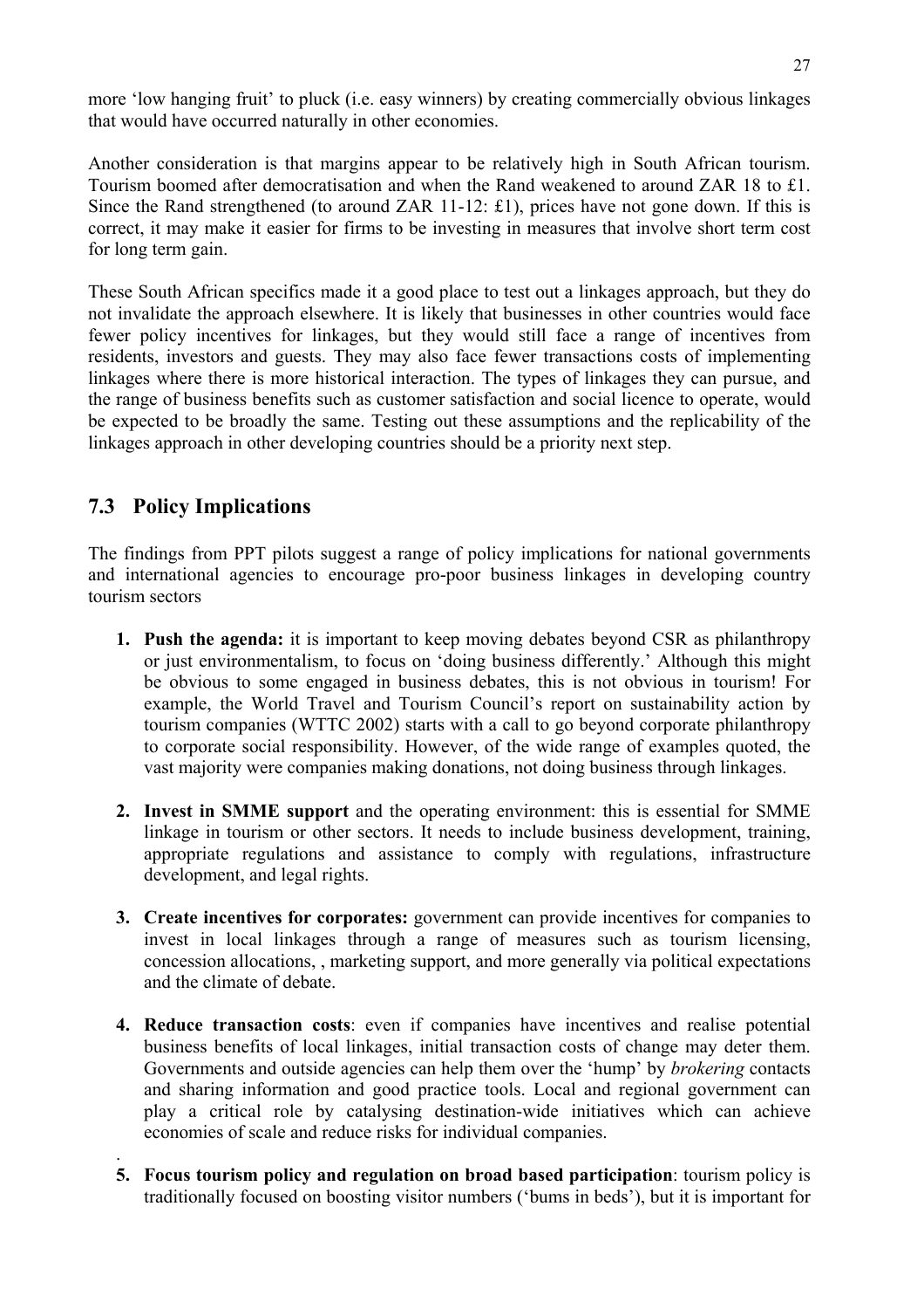more 'low hanging fruit' to pluck (i.e. easy winners) by creating commercially obvious linkages that would have occurred naturally in other economies.

Another consideration is that margins appear to be relatively high in South African tourism. Tourism boomed after democratisation and when the Rand weakened to around ZAR 18 to £1. Since the Rand strengthened (to around ZAR 11-12: £1), prices have not gone down. If this is correct, it may make it easier for firms to be investing in measures that involve short term cost for long term gain.

These South African specifics made it a good place to test out a linkages approach, but they do not invalidate the approach elsewhere. It is likely that businesses in other countries would face fewer policy incentives for linkages, but they would still face a range of incentives from residents, investors and guests. They may also face fewer transactions costs of implementing linkages where there is more historical interaction. The types of linkages they can pursue, and the range of business benefits such as customer satisfaction and social licence to operate, would be expected to be broadly the same. Testing out these assumptions and the replicability of the linkages approach in other developing countries should be a priority next step.

## 7.3 Policy Implications

The findings from PPT pilots suggest a range of policy implications for national governments and international agencies to encourage pro-poor business linkages in developing country tourism sectors

1. **Push the agenda:** it is important to keep moving debates beyond CSR as philanthropy or just environmentalism, to focus on 'doing business differently.' Although this might be obvious to some engaged in business debates, this is not obvious in tourism! For example, the World Travel and Tourism Council's report on sustainability action by tourism companies (WTTC 2002) starts with a call to go beyond corporate philanthropy to corporate social responsibility. However, of the wide range of examples quoted, the vast majority were companies making donations, not doing business through linkages.

2. **Invest in SMME support** and the operating environment: this is essential for SMME linkage in tourism or other sectors. It needs to include business development, training, appropriate regulations and assistance to comply with regulations, infrastructure development, and legal rights.

3. **Create incentives for corporates:** government can provide incentives for companies to invest in local linkages through a range of measures such as tourism licensing, concession allocations, , marketing support, and more generally via political expectations and the climate of debate.

4. **Reduce transaction costs**: even if companies have incentives and realise potential business benefits of local linkages, initial transaction costs of change may deter them. Governments and outside agencies can help them over the 'hump' by *brokering* contacts and sharing information and good practice tools. Local and regional government can play a critical role by catalysing destination-wide initiatives which can achieve economies of scale and reduce risks for individual companies.

5. **Focus tourism policy and regulation on broad based participation**: tourism policy is traditionally focused on boosting visitor numbers ('bums in beds'), but it is important for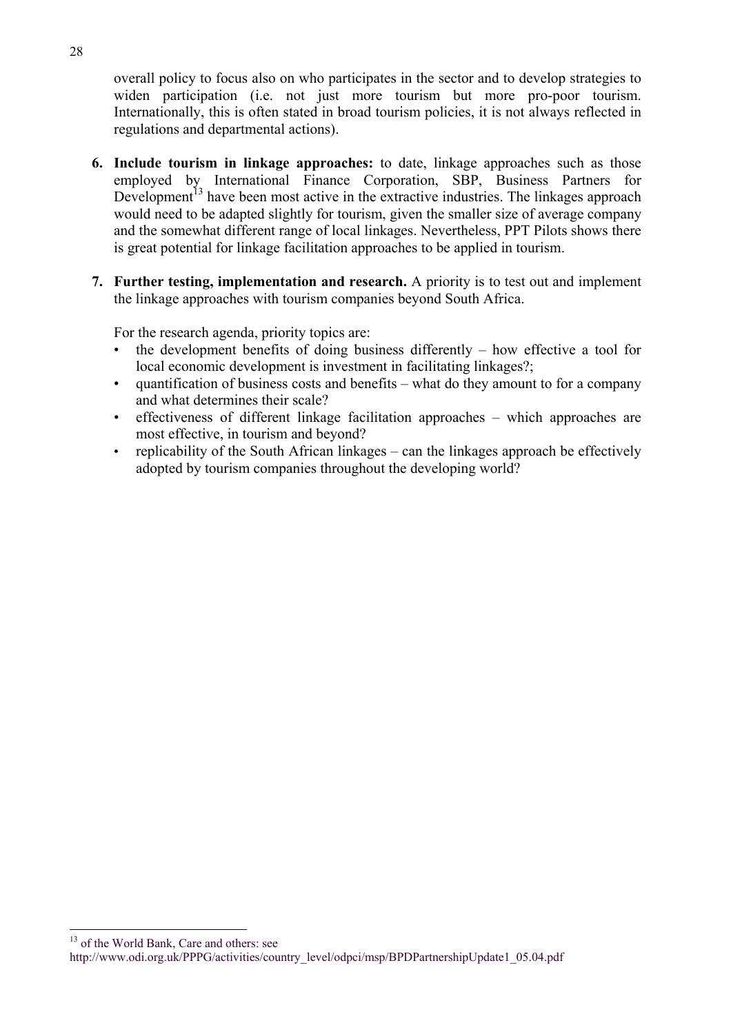overall policy to focus also on who participates in the sector and to develop strategies to widen participation (i.e. not just more tourism but more pro-poor tourism. Internationally, this is often stated in broad tourism policies, it is not always reflected in regulations and departmental actions).

6. **Include tourism in linkage approaches:** to date, linkage approaches such as those employed by International Finance Corporation, SBP, Business Partners for Development[13] have been most active in the extractive industries. The linkages approach would need to be adapted slightly for tourism, given the smaller size of average company and the somewhat different range of local linkages. Nevertheless, PPT Pilots shows there is great potential for linkage facilitation approaches to be applied in tourism.

7. **Further testing, implementation and research.** A priority is to test out and implement the linkage approaches with tourism companies beyond South Africa.

   For the research agenda, priority topics are:
   - the development benefits of doing business differently – how effective a tool for local economic development is investment in facilitating linkages?;
   - quantification of business costs and benefits – what do they amount to for a company and what determines their scale?
   - effectiveness of different linkage facilitation approaches – which approaches are most effective, in tourism and beyond?
   - replicability of the South African linkages – can the linkages approach be effectively adopted by tourism companies throughout the developing world?

---

[13] of the World Bank, Care and others: see http://www.odi.org.uk/PPPG/activities/country_level/odpci/msp/BPDPartnershipUpdate1_05.04.pdf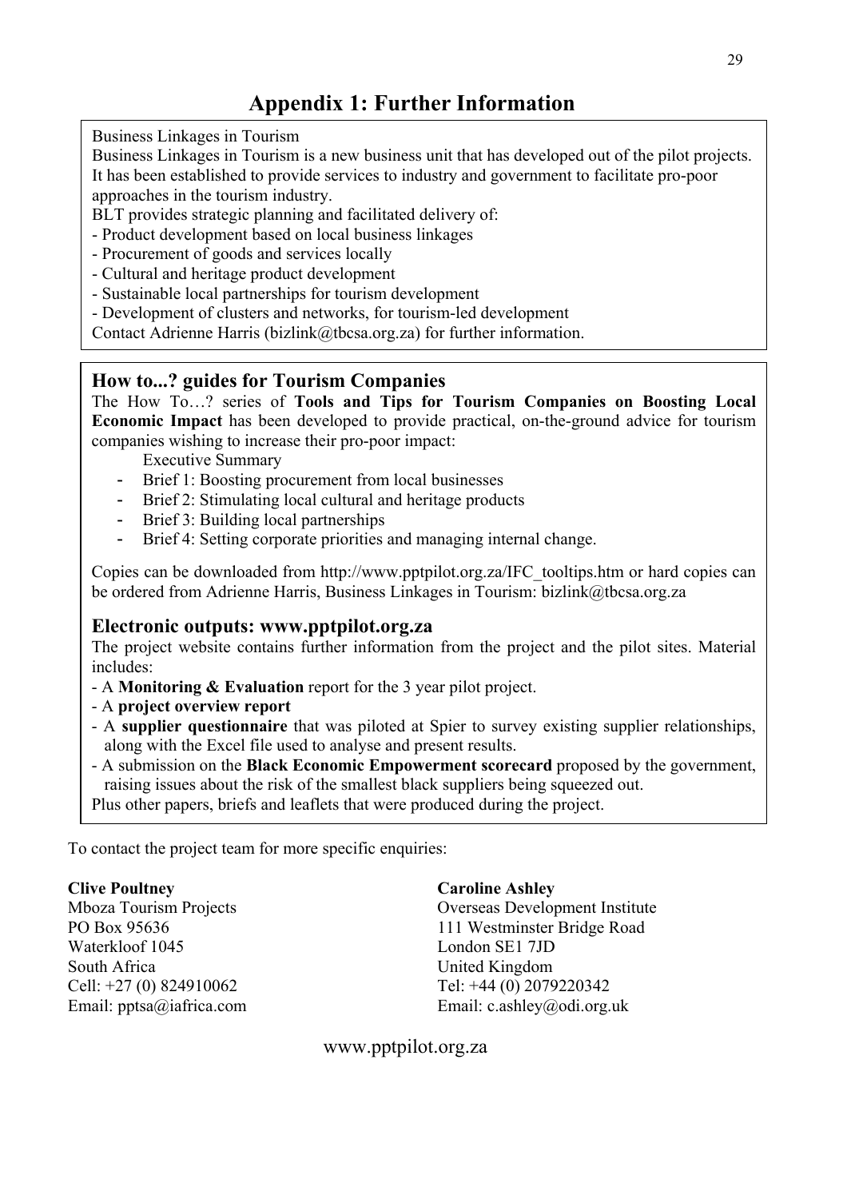# Appendix 1: Further Information

Business Linkages in Tourism

Business Linkages in Tourism is a new business unit that has developed out of the pilot projects. It has been established to provide services to industry and government to facilitate pro-poor approaches in the tourism industry.

BLT provides strategic planning and facilitated delivery of:

- Product development based on local business linkages
- Procurement of goods and services locally
- Cultural and heritage product development
- Sustainable local partnerships for tourism development
- Development of clusters and networks, for tourism-led development

Contact Adrienne Harris (bizlink@tbcsa.org.za) for further information.

## How to...? guides for Tourism Companies

The How To…? series of **Tools and Tips for Tourism Companies on Boosting Local Economic Impact** has been developed to provide practical, on-the-ground advice for tourism companies wishing to increase their pro-poor impact:

Executive Summary

- Brief 1: Boosting procurement from local businesses
- Brief 2: Stimulating local cultural and heritage products
- Brief 3: Building local partnerships
- Brief 4: Setting corporate priorities and managing internal change.

Copies can be downloaded from http://www.pptpilot.org.za/IFC_tooltips.htm or hard copies can be ordered from Adrienne Harris, Business Linkages in Tourism: bizlink@tbcsa.org.za

## Electronic outputs: www.pptpilot.org.za

The project website contains further information from the project and the pilot sites. Material includes:

- A **Monitoring & Evaluation** report for the 3 year pilot project.
- A **project overview report**
- A **supplier questionnaire** that was piloted at Spier to survey existing supplier relationships, along with the Excel file used to analyse and present results.
- A submission on the **Black Economic Empowerment scorecard** proposed by the government, raising issues about the risk of the smallest black suppliers being squeezed out.

Plus other papers, briefs and leaflets that were produced during the project.

To contact the project team for more specific enquiries:

**Clive Poultney**
Mboza Tourism Projects
PO Box 95636
Waterkloof 1045
South Africa
Cell: +27 (0) 824910062
Email: pptsa@iafrica.com

**Caroline Ashley**
Overseas Development Institute
111 Westminster Bridge Road
London SE1 7JD
United Kingdom
Tel: +44 (0) 2079220342
Email: c.ashley@odi.org.uk

www.pptpilot.org.za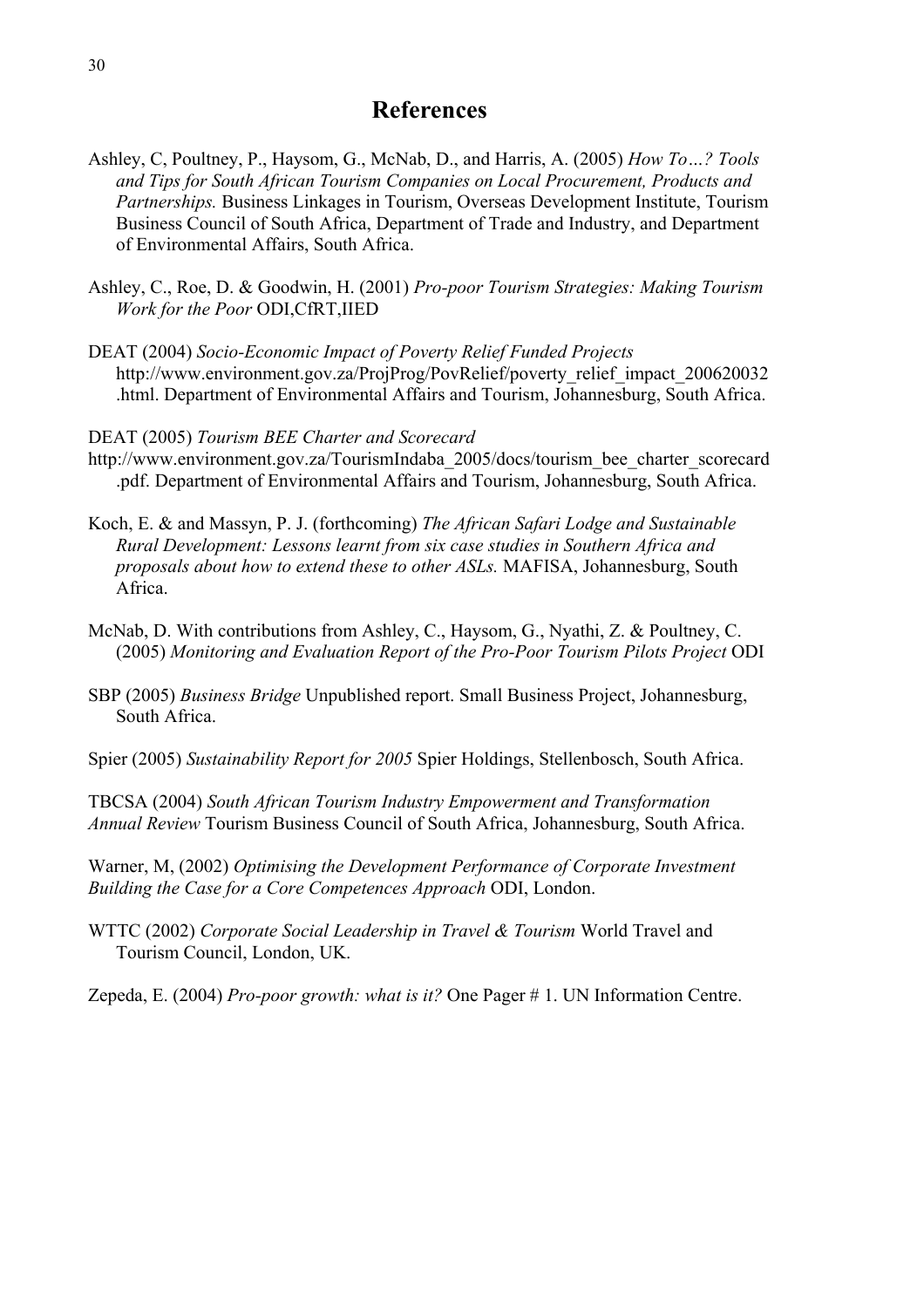# References

Ashley, C, Poultney, P., Haysom, G., McNab, D., and Harris, A. (2005) *How To…? Tools and Tips for South African Tourism Companies on Local Procurement, Products and Partnerships.* Business Linkages in Tourism, Overseas Development Institute, Tourism Business Council of South Africa, Department of Trade and Industry, and Department of Environmental Affairs, South Africa.

Ashley, C., Roe, D. & Goodwin, H. (2001) *Pro-poor Tourism Strategies: Making Tourism Work for the Poor* ODI,CfRT,IIED

DEAT (2004) *Socio-Economic Impact of Poverty Relief Funded Projects* http://www.environment.gov.za/ProjProg/PovRelief/poverty_relief_impact_200620032.html. Department of Environmental Affairs and Tourism, Johannesburg, South Africa.

DEAT (2005) *Tourism BEE Charter and Scorecard* http://www.environment.gov.za/TourismIndaba_2005/docs/tourism_bee_charter_scorecard.pdf. Department of Environmental Affairs and Tourism, Johannesburg, South Africa.

Koch, E. & and Massyn, P. J. (forthcoming) *The African Safari Lodge and Sustainable Rural Development: Lessons learnt from six case studies in Southern Africa and proposals about how to extend these to other ASLs.* MAFISA, Johannesburg, South Africa.

McNab, D. With contributions from Ashley, C., Haysom, G., Nyathi, Z. & Poultney, C. (2005) *Monitoring and Evaluation Report of the Pro-Poor Tourism Pilots Project* ODI

SBP (2005) *Business Bridge* Unpublished report. Small Business Project, Johannesburg, South Africa.

Spier (2005) *Sustainability Report for 2005* Spier Holdings, Stellenbosch, South Africa.

TBCSA (2004) *South African Tourism Industry Empowerment and Transformation Annual Review* Tourism Business Council of South Africa, Johannesburg, South Africa.

Warner, M, (2002) *Optimising the Development Performance of Corporate Investment Building the Case for a Core Competences Approach* ODI, London.

WTTC (2002) *Corporate Social Leadership in Travel & Tourism* World Travel and Tourism Council, London, UK.

Zepeda, E. (2004) *Pro-poor growth: what is it?* One Pager # 1. UN Information Centre.